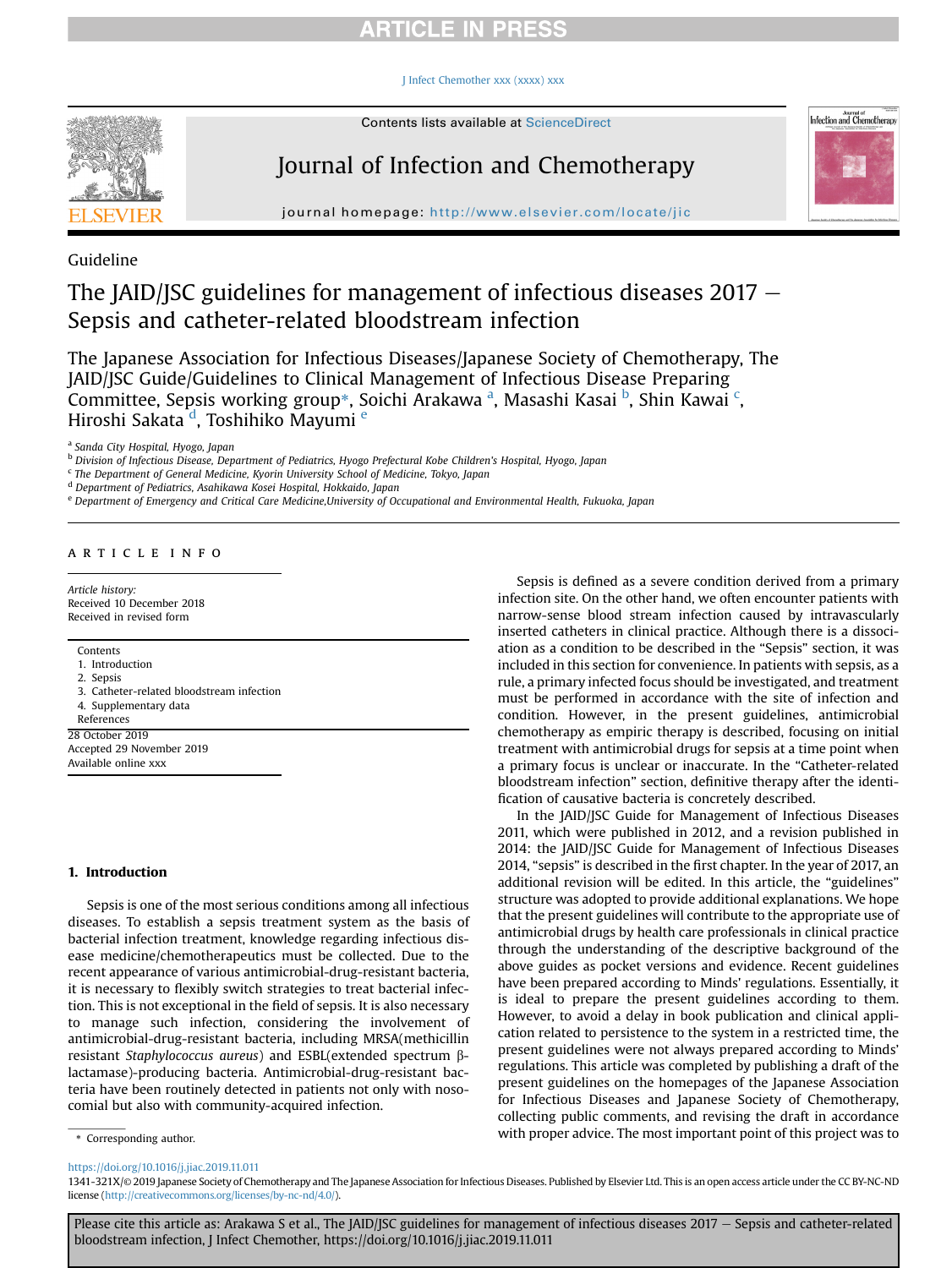Guideline

# The JAID/JSC guidelines for management of infectious diseases 2017 — Sepsis and catheter-related bloodstream infection

The Japanese Association for Infectious Diseases/Japanese Society of Chemotherapy, The JAID/JSC Guide/Guidelines to Clinical Management of Infectious Disease Preparing Committee, Sepsis working group*, Soichi Arakawa [a], Masashi Kasai [b], Shin Kawai [c], Hiroshi Sakata [d], Toshihiko Mayumi [e]

[a] Sanda City Hospital, Hyogo, Japan
[b] Division of Infectious Disease, Department of Pediatrics, Hyogo Prefectural Kobe Children's Hospital, Hyogo, Japan
[c] The Department of General Medicine, Kyorin University School of Medicine, Tokyo, Japan
[d] Department of Pediatrics, Asahikawa Kosei Hospital, Hokkaido, Japan
[e] Department of Emergency and Critical Care Medicine,University of Occupational and Environmental Health, Fukuoka, Japan

ARTICLE INFO

*Article history:*
Received 10 December 2018
Received in revised form
28 October 2019
Accepted 29 November 2019
Available online xxx

Contents
1. Introduction
2. Sepsis
3. Catheter-related bloodstream infection
4. Supplementary data
References

## 1. Introduction

Sepsis is one of the most serious conditions among all infectious diseases. To establish a sepsis treatment system as the basis of bacterial infection treatment, knowledge regarding infectious disease medicine/chemotherapeutics must be collected. Due to the recent appearance of various antimicrobial-drug-resistant bacteria, it is necessary to flexibly switch strategies to treat bacterial infection. This is not exceptional in the field of sepsis. It is also necessary to manage such infection, considering the involvement of antimicrobial-drug-resistant bacteria, including MRSA(methicillin resistant *Staphylococcus aureus*) and ESBL(extended spectrum β-lactamase)-producing bacteria. Antimicrobial-drug-resistant bacteria have been routinely detected in patients not only with nosocomial but also with community-acquired infection.

Sepsis is defined as a severe condition derived from a primary infection site. On the other hand, we often encounter patients with narrow-sense blood stream infection caused by intravascularly inserted catheters in clinical practice. Although there is a dissociation as a condition to be described in the "Sepsis" section, it was included in this section for convenience. In patients with sepsis, as a rule, a primary infected focus should be investigated, and treatment must be performed in accordance with the site of infection and condition. However, in the present guidelines, antimicrobial chemotherapy as empiric therapy is described, focusing on initial treatment with antimicrobial drugs for sepsis at a time point when a primary focus is unclear or inaccurate. In the "Catheter-related bloodstream infection" section, definitive therapy after the identification of causative bacteria is concretely described.

In the JAID/JSC Guide for Management of Infectious Diseases 2011, which were published in 2012, and a revision published in 2014: the JAID/JSC Guide for Management of Infectious Diseases 2014, "sepsis" is described in the first chapter. In the year of 2017, an additional revision will be edited. In this article, the "guidelines" structure was adopted to provide additional explanations. We hope that the present guidelines will contribute to the appropriate use of antimicrobial drugs by health care professionals in clinical practice through the understanding of the descriptive background of the above guides as pocket versions and evidence. Recent guidelines have been prepared according to Minds' regulations. Essentially, it is ideal to prepare the present guidelines according to them. However, to avoid a delay in book publication and clinical application related to persistence to the system in a restricted time, the present guidelines were not always prepared according to Minds' regulations. This article was completed by publishing a draft of the present guidelines on the homepages of the Japanese Association for Infectious Diseases and Japanese Society of Chemotherapy, collecting public comments, and revising the draft in accordance with proper advice. The most important point of this project was to

\* Corresponding author.

https://doi.org/10.1016/j.jiac.2019.11.011
1341-321X/© 2019 Japanese Society of Chemotherapy and The Japanese Association for Infectious Diseases. Published by Elsevier Ltd. This is an open access article under the CC BY-NC-ND license (http://creativecommons.org/licenses/by-nc-nd/4.0/).

Please cite this article as: Arakawa S et al., The JAID/JSC guidelines for management of infectious diseases 2017 — Sepsis and catheter-related bloodstream infection, J Infect Chemother, https://doi.org/10.1016/j.jiac.2019.11.011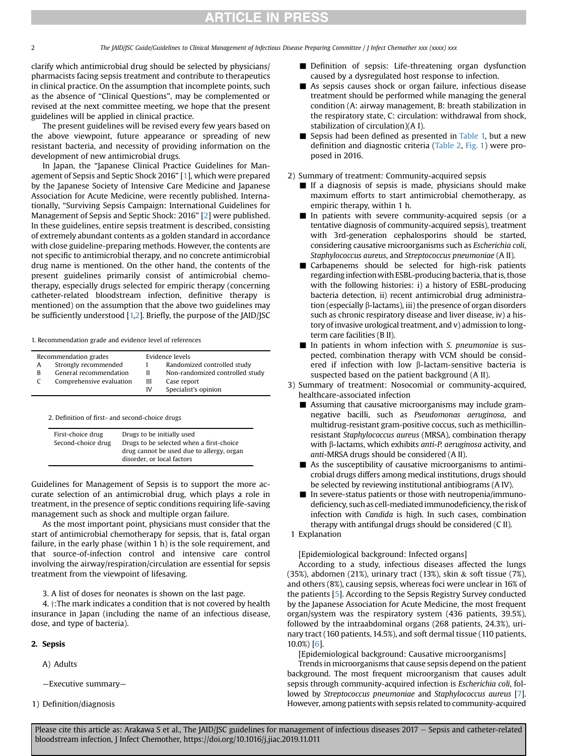clarify which antimicrobial drug should be selected by physicians/pharmacists facing sepsis treatment and contribute to therapeutics in clinical practice. On the assumption that incomplete points, such as the absence of "Clinical Questions", may be complemented or revised at the next committee meeting, we hope that the present guidelines will be applied in clinical practice.

The present guidelines will be revised every few years based on the above viewpoint, future appearance or spreading of new resistant bacteria, and necessity of providing information on the development of new antimicrobial drugs.

In Japan, the "Japanese Clinical Practice Guidelines for Management of Sepsis and Septic Shock 2016" [1], which were prepared by the Japanese Society of Intensive Care Medicine and Japanese Association for Acute Medicine, were recently published. Internationally, "Surviving Sepsis Campaign: International Guidelines for Management of Sepsis and Septic Shock: 2016" [2] were published. In these guidelines, entire sepsis treatment is described, consisting of extremely abundant contents as a golden standard in accordance with close guideline-preparing methods. However, the contents are not specific to antimicrobial therapy, and no concrete antimicrobial drug name is mentioned. On the other hand, the contents of the present guidelines primarily consist of antimicrobial chemotherapy, especially drugs selected for empiric therapy (concerning catheter-related bloodstream infection, definitive therapy is mentioned) on the assumption that the above two guidelines may be sufficiently understood [1,2]. Briefly, the purpose of the JAID/JSC Guidelines for Management of Sepsis is to support the more accurate selection of an antimicrobial drug, which plays a role in treatment, in the presence of septic conditions requiring life-saving management such as shock and multiple organ failure.

1. Recommendation grade and evidence level of references

| Recommendation grades | | Evidence levels | |
|---|---|---|---|
| A | Strongly recommended | I | Randomized controlled study |
| B | General recommendation | II | Non-randomized controlled study |
| C | Comprehensive evaluation | III | Case report |
| | | IV | Specialist's opinion |

2. Definition of first- and second-choice drugs

| | |
|---|---|
| First-choice drug | Drugs to be initially used |
| Second-choice drug | Drugs to be selected when a first-choice drug cannot be used due to allergy, organ disorder, or local factors |

As the most important point, physicians must consider that the start of antimicrobial chemotherapy for sepsis, that is, fatal organ failure, in the early phase (within 1 h) is the sole requirement, and that source-of-infection control and intensive care control involving the airway/respiration/circulation are essential for sepsis treatment from the viewpoint of lifesaving.

3. A list of doses for neonates is shown on the last page.

4. †:The mark indicates a condition that is not covered by health insurance in Japan (including the name of an infectious disease, dose, and type of bacteria).

## 2. Sepsis

A) Adults

—Executive summary—

1) Definition/diagnosis

- Definition of sepsis: Life-threatening organ dysfunction caused by a dysregulated host response to infection.
- As sepsis causes shock or organ failure, infectious disease treatment should be performed while managing the general condition (A: airway management, B: breath stabilization in the respiratory state, C: circulation: withdrawal from shock, stabilization of circulation)(A I).
- Sepsis had been defined as presented in Table 1, but a new definition and diagnostic criteria (Table 2, Fig. 1) were proposed in 2016.

2) Summary of treatment: Community-acquired sepsis

- If a diagnosis of sepsis is made, physicians should make maximum efforts to start antimicrobial chemotherapy, as empiric therapy, within 1 h.
- In patients with severe community-acquired sepsis (or a tentative diagnosis of community-acquired sepsis), treatment with 3rd-generation cephalosporins should be started, considering causative microorganisms such as *Escherichia coli*, *Staphylococcus aureus*, and *Streptococcus pneumoniae* (A II).
- Carbapenems should be selected for high-risk patients regarding infection with ESBL-producing bacteria, that is, those with the following histories: i) a history of ESBL-producing bacteria detection, ii) recent antimicrobial drug administration (especially β-lactams), iii) the presence of organ disorders such as chronic respiratory disease and liver disease, iv) a history of invasive urological treatment, and v) admission to long-term care facilities (B II).
- In patients in whom infection with *S. pneumoniae* is suspected, combination therapy with VCM should be considered if infection with low β-lactam-sensitive bacteria is suspected based on the patient background (A II).

3) Summary of treatment: Nosocomial or community-acquired, healthcare-associated infection

- Assuming that causative microorganisms may include gram-negative bacilli, such as *Pseudomonas aeruginosa*, and multidrug-resistant gram-positive coccus, such as methicillin-resistant *Staphylococcus aureus* (MRSA), combination therapy with β-lactams, which exhibits *anti-P. aeruginosa* activity, and *anti*-MRSA drugs should be considered (A II).
- As the susceptibility of causative microorganisms to antimicrobial drugs differs among medical institutions, drugs should be selected by reviewing institutional antibiograms (A IV).
- In severe-status patients or those with neutropenia/immunodeficiency, such as cell-mediated immunodeficiency, the risk of infection with *Candida* is high. In such cases, combination therapy with antifungal drugs should be considered (C II).

1 Explanation

[Epidemiological background: Infected organs]

According to a study, infectious diseases affected the lungs (35%), abdomen (21%), urinary tract (13%), skin & soft tissue (7%), and others (8%), causing sepsis, whereas foci were unclear in 16% of the patients [5]. According to the Sepsis Registry Survey conducted by the Japanese Association for Acute Medicine, the most frequent organ/system was the respiratory system (436 patients, 39.5%), followed by the intraabdominal organs (268 patients, 24.3%), urinary tract (160 patients, 14.5%), and soft dermal tissue (110 patients, 10.0%) [6].

[Epidemiological background: Causative microorganisms]

Trends in microorganisms that cause sepsis depend on the patient background. The most frequent microorganism that causes adult sepsis through community-acquired infection is *Escherichia coli*, followed by *Streptococcus pneumoniae* and *Staphylococcus aureus* [7]. However, among patients with sepsis related to community-acquired

Please cite this article as: Arakawa S et al., The JAID/JSC guidelines for management of infectious diseases 2017 — Sepsis and catheter-related bloodstream infection, J Infect Chemother, https://doi.org/10.1016/j.jiac.2019.11.011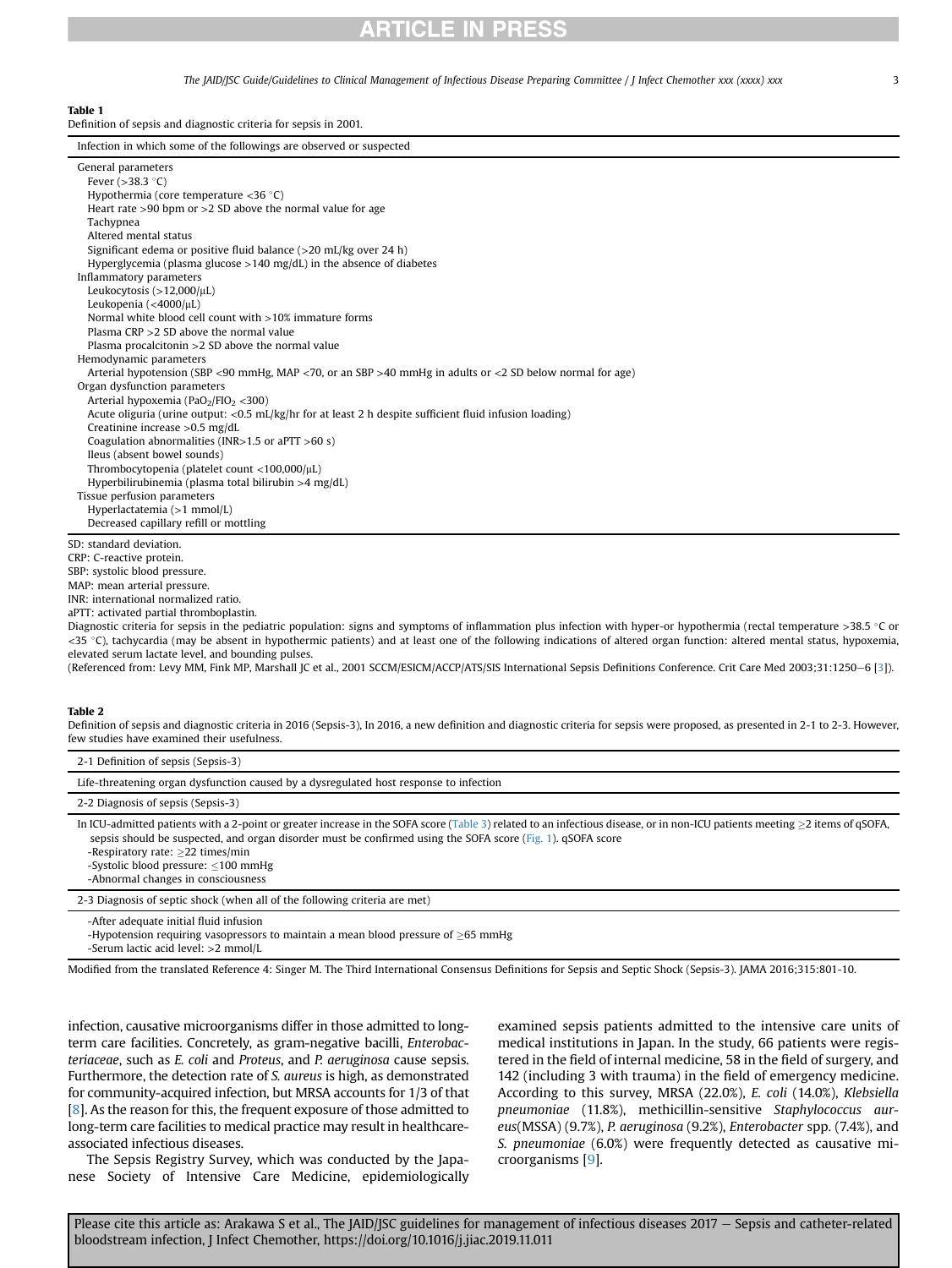**Table 1**
Definition of sepsis and diagnostic criteria for sepsis in 2001.

| Infection in which some of the followings are observed or suspected |
|---|
| General parameters |
| Fever (>38.3 °C) |
| Hypothermia (core temperature <36 °C) |
| Heart rate >90 bpm or >2 SD above the normal value for age |
| Tachypnea |
| Altered mental status |
| Significant edema or positive fluid balance (>20 mL/kg over 24 h) |
| Hyperglycemia (plasma glucose >140 mg/dL) in the absence of diabetes |
| Inflammatory parameters |
| Leukocytosis (>12,000/μL) |
| Leukopenia (<4000/μL) |
| Normal white blood cell count with >10% immature forms |
| Plasma CRP >2 SD above the normal value |
| Plasma procalcitonin >2 SD above the normal value |
| Hemodynamic parameters |
| Arterial hypotension (SBP <90 mmHg, MAP <70, or an SBP >40 mmHg in adults or <2 SD below normal for age) |
| Organ dysfunction parameters |
| Arterial hypoxemia ($PaO_2/FIO_2$ <300) |
| Acute oliguria (urine output: <0.5 mL/kg/hr for at least 2 h despite sufficient fluid infusion loading) |
| Creatinine increase >0.5 mg/dL |
| Coagulation abnormalities (INR>1.5 or aPTT >60 s) |
| Ileus (absent bowel sounds) |
| Thrombocytopenia (platelet count <100,000/μL) |
| Hyperbilirubinemia (plasma total bilirubin >4 mg/dL) |
| Tissue perfusion parameters |
| Hyperlactatemia (>1 mmol/L) |
| Decreased capillary refill or mottling |

SD: standard deviation.
CRP: C-reactive protein.
SBP: systolic blood pressure.
MAP: mean arterial pressure.
INR: international normalized ratio.
aPTT: activated partial thromboplastin.
Diagnostic criteria for sepsis in the pediatric population: signs and symptoms of inflammation plus infection with hyper-or hypothermia (rectal temperature >38.5 °C or <35 °C), tachycardia (may be absent in hypothermic patients) and at least one of the following indications of altered organ function: altered mental status, hypoxemia, elevated serum lactate level, and bounding pulses.
(Referenced from: Levy MM, Fink MP, Marshall JC et al., 2001 SCCM/ESICM/ACCP/ATS/SIS International Sepsis Definitions Conference. Crit Care Med 2003;31:1250–6 [3]).

**Table 2**
Definition of sepsis and diagnostic criteria in 2016 (Sepsis-3), In 2016, a new definition and diagnostic criteria for sepsis were proposed, as presented in 2-1 to 2-3. However, few studies have examined their usefulness.

| 2-1 Definition of sepsis (Sepsis-3) |
|---|
| Life-threatening organ dysfunction caused by a dysregulated host response to infection |
| 2-2 Diagnosis of sepsis (Sepsis-3) |
| In ICU-admitted patients with a 2-point or greater increase in the SOFA score (Table 3) related to an infectious disease, or in non-ICU patients meeting ≥2 items of qSOFA, sepsis should be suspected, and organ disorder must be confirmed using the SOFA score (Fig. 1). qSOFA score<br>-Respiratory rate: ≥22 times/min<br>-Systolic blood pressure: ≤100 mmHg<br>-Abnormal changes in consciousness |
| 2-3 Diagnosis of septic shock (when all of the following criteria are met) |
| -After adequate initial fluid infusion<br>-Hypotension requiring vasopressors to maintain a mean blood pressure of ≥65 mmHg<br>-Serum lactic acid level: >2 mmol/L |

Modified from the translated Reference 4: Singer M. The Third International Consensus Definitions for Sepsis and Septic Shock (Sepsis-3). JAMA 2016;315:801-10.

infection, causative microorganisms differ in those admitted to long-term care facilities. Concretely, as gram-negative bacilli, *Enterobacteriaceae*, such as *E. coli* and *Proteus*, and *P. aeruginosa* cause sepsis. Furthermore, the detection rate of *S. aureus* is high, as demonstrated for community-acquired infection, but MRSA accounts for 1/3 of that [8]. As the reason for this, the frequent exposure of those admitted to long-term care facilities to medical practice may result in healthcare-associated infectious diseases.

The Sepsis Registry Survey, which was conducted by the Japanese Society of Intensive Care Medicine, epidemiologically examined sepsis patients admitted to the intensive care units of medical institutions in Japan. In the study, 66 patients were registered in the field of internal medicine, 58 in the field of surgery, and 142 (including 3 with trauma) in the field of emergency medicine. According to this survey, MRSA (22.0%), *E. coli* (14.0%), *Klebsiella pneumoniae* (11.8%), methicillin-sensitive *Staphylococcus aureus*(MSSA) (9.7%), *P. aeruginosa* (9.2%), *Enterobacter* spp. (7.4%), and *S. pneumoniae* (6.0%) were frequently detected as causative microorganisms [9].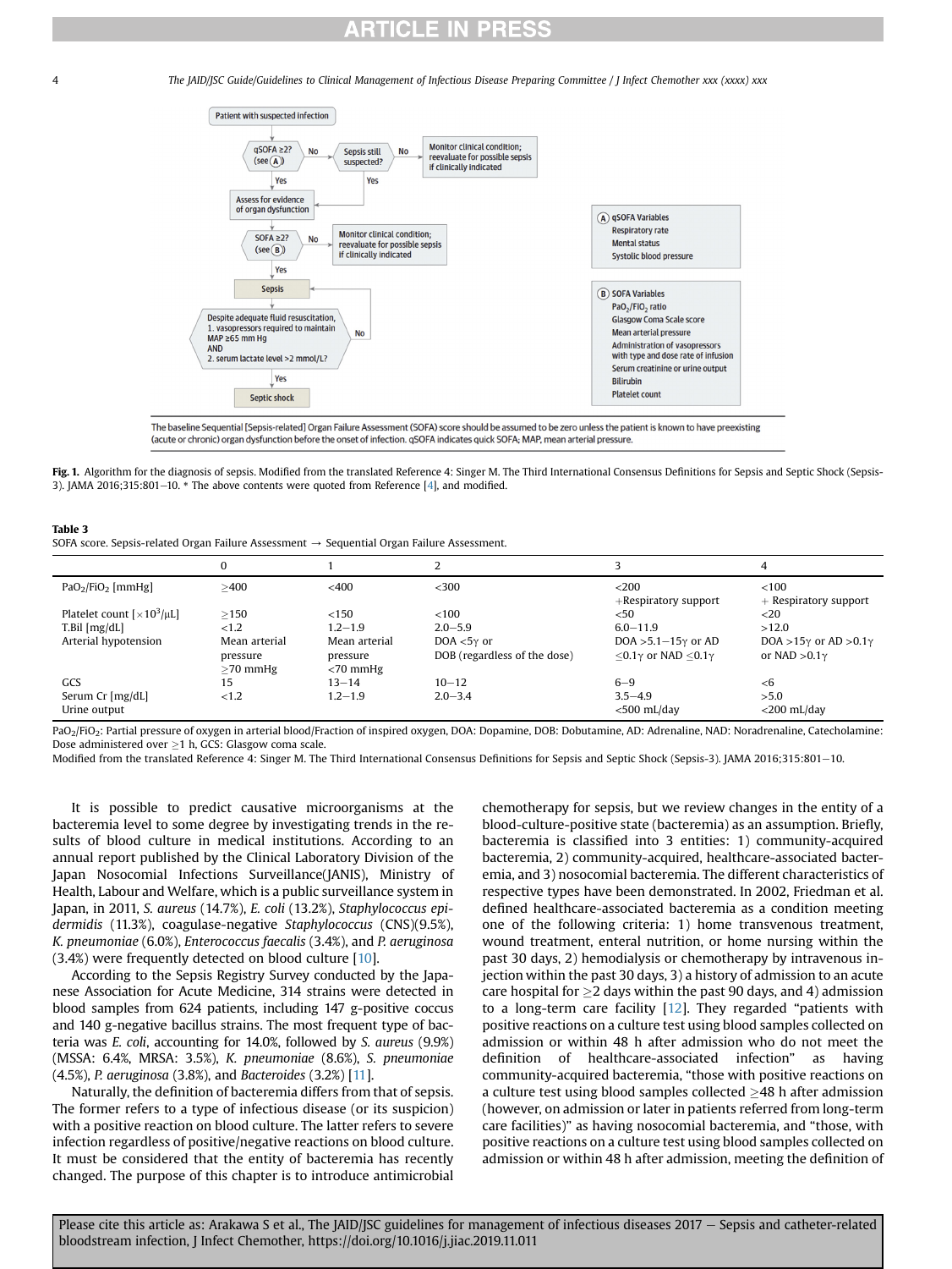Patient with suspected infection

qSOFA ≥2? (see A) — No → Sepsis still suspected? — No → Monitor clinical condition; reevaluate for possible sepsis if clinically indicated

Sepsis still suspected? — Yes → Assess for evidence of organ dysfunction

qSOFA ≥2? — Yes → Assess for evidence of organ dysfunction

SOFA ≥2? (see B) — No → Monitor clinical condition; reevaluate for possible sepsis if clinically indicated

SOFA ≥2? — Yes → Sepsis

Despite adequate fluid resuscitation, 1. vasopressors required to maintain MAP ≥65 mm Hg AND 2. serum lactate level >2 mmol/L? — No → Sepsis; Yes → Septic shock

(A) qSOFA Variables
- Respiratory rate
- Mental status
- Systolic blood pressure

(B) SOFA Variables
- $PaO_2/FIO_2$ ratio
- Glasgow Coma Scale score
- Mean arterial pressure
- Administration of vasopressors with type and dose rate of infusion
- Serum creatinine or urine output
- Bilirubin
- Platelet count

The baseline Sequential [Sepsis-related] Organ Failure Assessment (SOFA) score should be assumed to be zero unless the patient is known to have preexisting (acute or chronic) organ dysfunction before the onset of infection. qSOFA indicates quick SOFA; MAP, mean arterial pressure.

**Fig. 1.** Algorithm for the diagnosis of sepsis. Modified from the translated Reference 4: Singer M. The Third International Consensus Definitions for Sepsis and Septic Shock (Sepsis-3). JAMA 2016;315:801–10. * The above contents were quoted from Reference [4], and modified.

**Table 3**
SOFA score. Sepsis-related Organ Failure Assessment → Sequential Organ Failure Assessment.

| | 0 | 1 | 2 | 3 | 4 |
|---|---|---|---|---|---|
| $PaO_2/FiO_2$ [mmHg] | ≥400 | <400 | <300 | <200 +Respiratory support | <100 + Respiratory support |
| Platelet count [$\times10^3/\mu L$] | ≥150 | <150 | <100 | <50 | <20 |
| T.Bil [mg/dL] | <1.2 | 1.2–1.9 | 2.0–5.9 | 6.0–11.9 | >12.0 |
| Arterial hypotension | Mean arterial pressure ≥70 mmHg | Mean arterial pressure <70 mmHg | DOA <5γ or DOB (regardless of the dose) | DOA >5.1–15γ or AD ≤0.1γ or NAD ≤0.1γ | DOA >15γ or AD >0.1γ or NAD >0.1γ |
| GCS | 15 | 13–14 | 10–12 | 6–9 | <6 |
| Serum Cr [mg/dL] | <1.2 | 1.2–1.9 | 2.0–3.4 | 3.5–4.9 | >5.0 |
| Urine output | | | | <500 mL/day | <200 mL/day |

$PaO_2/FiO_2$: Partial pressure of oxygen in arterial blood/Fraction of inspired oxygen, DOA: Dopamine, DOB: Dobutamine, AD: Adrenaline, NAD: Noradrenaline, Catecholamine: Dose administered over ≥1 h, GCS: Glasgow coma scale.
Modified from the translated Reference 4: Singer M. The Third International Consensus Definitions for Sepsis and Septic Shock (Sepsis-3). JAMA 2016;315:801–10.

It is possible to predict causative microorganisms at the bacteremia level to some degree by investigating trends in the results of blood culture in medical institutions. According to an annual report published by the Clinical Laboratory Division of the Japan Nosocomial Infections Surveillance(JANIS), Ministry of Health, Labour and Welfare, which is a public surveillance system in Japan, in 2011, *S. aureus* (14.7%), *E. coli* (13.2%), *Staphylococcus epidermidis* (11.3%), coagulase-negative *Staphylococcus* (CNS)(9.5%), *K. pneumoniae* (6.0%), *Enterococcus faecalis* (3.4%), and *P. aeruginosa* (3.4%) were frequently detected on blood culture [10].

According to the Sepsis Registry Survey conducted by the Japanese Association for Acute Medicine, 314 strains were detected in blood samples from 624 patients, including 147 g-positive coccus and 140 g-negative bacillus strains. The most frequent type of bacteria was *E. coli*, accounting for 14.0%, followed by *S. aureus* (9.9%) (MSSA: 6.4%, MRSA: 3.5%), *K. pneumoniae* (8.6%), *S. pneumoniae* (4.5%), *P. aeruginosa* (3.8%), and *Bacteroides* (3.2%) [11].

Naturally, the definition of bacteremia differs from that of sepsis. The former refers to a type of infectious disease (or its suspicion) with a positive reaction on blood culture. The latter refers to severe infection regardless of positive/negative reactions on blood culture. It must be considered that the entity of bacteremia has recently changed. The purpose of this chapter is to introduce antimicrobial chemotherapy for sepsis, but we review changes in the entity of a blood-culture-positive state (bacteremia) as an assumption. Briefly, bacteremia is classified into 3 entities: 1) community-acquired bacteremia, 2) community-acquired, healthcare-associated bacteremia, and 3) nosocomial bacteremia. The different characteristics of respective types have been demonstrated. In 2002, Friedman et al. defined healthcare-associated bacteremia as a condition meeting one of the following criteria: 1) home transvenous treatment, wound treatment, enteral nutrition, or home nursing within the past 30 days, 2) hemodialysis or chemotherapy by intravenous injection within the past 30 days, 3) a history of admission to an acute care hospital for ≥2 days within the past 90 days, and 4) admission to a long-term care facility [12]. They regarded "patients with positive reactions on a culture test using blood samples collected on admission or within 48 h after admission who do not meet the definition of healthcare-associated infection" as having community-acquired bacteremia, "those with positive reactions on a culture test using blood samples collected ≥48 h after admission (however, on admission or later in patients referred from long-term care facilities)" as having nosocomial bacteremia, and "those, with positive reactions on a culture test using blood samples collected on admission or within 48 h after admission, meeting the definition of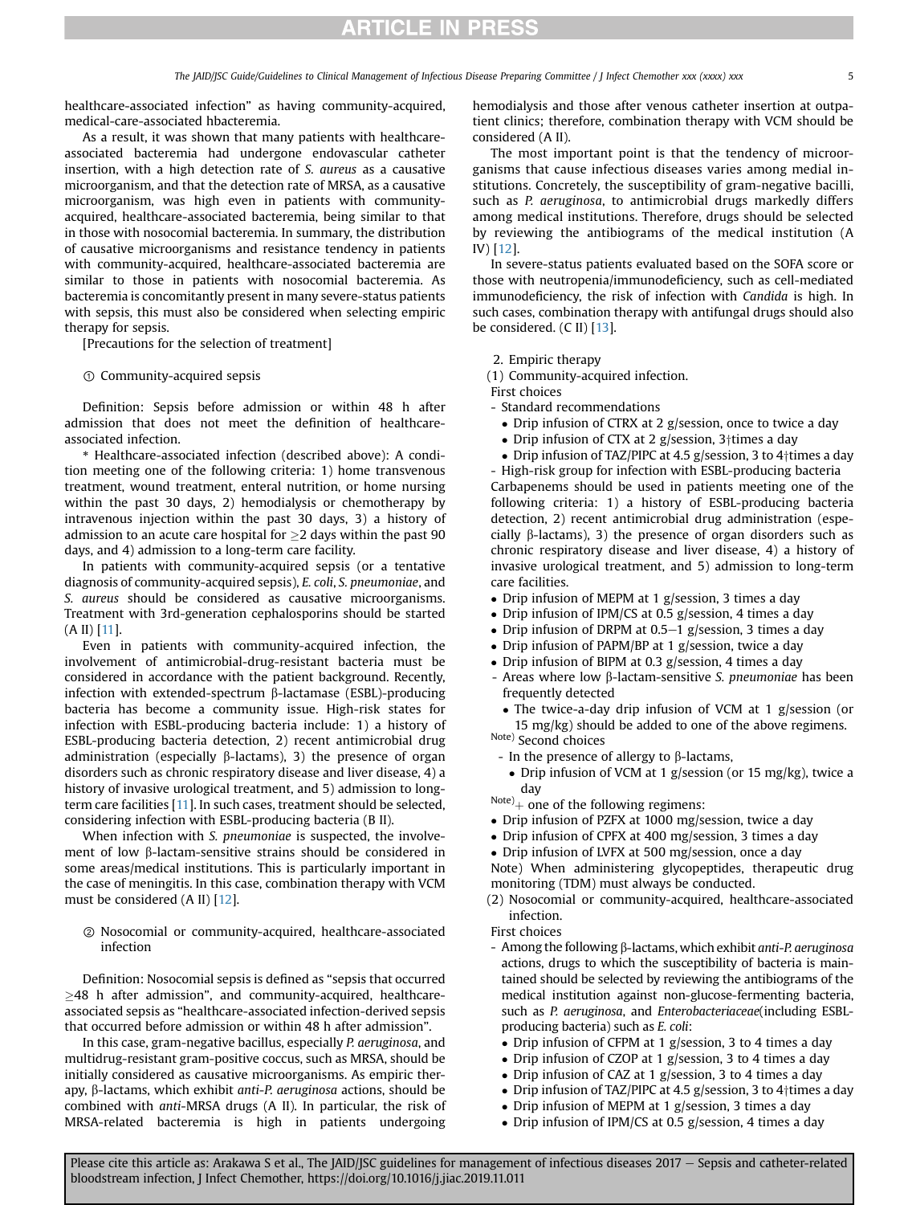healthcare-associated infection" as having community-acquired, medical-care-associated hbacteremia.

As a result, it was shown that many patients with healthcare-associated bacteremia had undergone endovascular catheter insertion, with a high detection rate of *S. aureus* as a causative microorganism, and that the detection rate of MRSA, as a causative microorganism, was high even in patients with community-acquired, healthcare-associated bacteremia, being similar to that in those with nosocomial bacteremia. In summary, the distribution of causative microorganisms and resistance tendency in patients with community-acquired, healthcare-associated bacteremia are similar to those in patients with nosocomial bacteremia. As bacteremia is concomitantly present in many severe-status patients with sepsis, this must also be considered when selecting empiric therapy for sepsis.

[Precautions for the selection of treatment]

① Community-acquired sepsis

Definition: Sepsis before admission or within 48 h after admission that does not meet the definition of healthcare-associated infection.

* Healthcare-associated infection (described above): A condition meeting one of the following criteria: 1) home transvenous treatment, wound treatment, enteral nutrition, or home nursing within the past 30 days, 2) hemodialysis or chemotherapy by intravenous injection within the past 30 days, 3) a history of admission to an acute care hospital for ≥2 days within the past 90 days, and 4) admission to a long-term care facility.

In patients with community-acquired sepsis (or a tentative diagnosis of community-acquired sepsis), *E. coli*, *S. pneumoniae*, and *S. aureus* should be considered as causative microorganisms. Treatment with 3rd-generation cephalosporins should be started (A II) [11].

Even in patients with community-acquired infection, the involvement of antimicrobial-drug-resistant bacteria must be considered in accordance with the patient background. Recently, infection with extended-spectrum β-lactamase (ESBL)-producing bacteria has become a community issue. High-risk states for infection with ESBL-producing bacteria include: 1) a history of ESBL-producing bacteria detection, 2) recent antimicrobial drug administration (especially β-lactams), 3) the presence of organ disorders such as chronic respiratory disease and liver disease, 4) a history of invasive urological treatment, and 5) admission to long-term care facilities [11]. In such cases, treatment should be selected, considering infection with ESBL-producing bacteria (B II).

When infection with *S. pneumoniae* is suspected, the involvement of low β-lactam-sensitive strains should be considered in some areas/medical institutions. This is particularly important in the case of meningitis. In this case, combination therapy with VCM must be considered (A II) [12].

② Nosocomial or community-acquired, healthcare-associated infection

Definition: Nosocomial sepsis is defined as "sepsis that occurred ≥48 h after admission", and community-acquired, healthcare-associated sepsis as "healthcare-associated infection-derived sepsis that occurred before admission or within 48 h after admission".

In this case, gram-negative bacillus, especially *P. aeruginosa*, and multidrug-resistant gram-positive coccus, such as MRSA, should be initially considered as causative microorganisms. As empiric therapy, β-lactams, which exhibit *anti-P. aeruginosa* actions, should be combined with *anti*-MRSA drugs (A II). In particular, the risk of MRSA-related bacteremia is high in patients undergoing hemodialysis and those after venous catheter insertion at outpatient clinics; therefore, combination therapy with VCM should be considered (A II).

The most important point is that the tendency of microorganisms that cause infectious diseases varies among medial institutions. Concretely, the susceptibility of gram-negative bacilli, such as *P. aeruginosa*, to antimicrobial drugs markedly differs among medical institutions. Therefore, drugs should be selected by reviewing the antibiograms of the medical institution (A IV) [12].

In severe-status patients evaluated based on the SOFA score or those with neutropenia/immunodeficiency, such as cell-mediated immunodeficiency, the risk of infection with *Candida* is high. In such cases, combination therapy with antifungal drugs should also be considered. (C II) [13].

2. Empiric therapy

(1) Community-acquired infection.

First choices

- Standard recommendations
  - Drip infusion of CTRX at 2 g/session, once to twice a day
  - Drip infusion of CTX at 2 g/session, 3†times a day
  - Drip infusion of TAZ/PIPC at 4.5 g/session, 3 to 4†times a day
- High-risk group for infection with ESBL-producing bacteria

Carbapenems should be used in patients meeting one of the following criteria: 1) a history of ESBL-producing bacteria detection, 2) recent antimicrobial drug administration (especially β-lactams), 3) the presence of organ disorders such as chronic respiratory disease and liver disease, 4) a history of invasive urological treatment, and 5) admission to long-term care facilities.

- Drip infusion of MEPM at 1 g/session, 3 times a day
- Drip infusion of IPM/CS at 0.5 g/session, 4 times a day
- Drip infusion of DRPM at 0.5–1 g/session, 3 times a day
- Drip infusion of PAPM/BP at 1 g/session, twice a day
- Drip infusion of BIPM at 0.3 g/session, 4 times a day

- Areas where low β-lactam-sensitive *S. pneumoniae* has been frequently detected
  - The twice-a-day drip infusion of VCM at 1 g/session (or 15 mg/kg) should be added to one of the above regimens.

Note) Second choices

- In the presence of allergy to β-lactams,
  - Drip infusion of VCM at 1 g/session (or 15 mg/kg), twice a day

Note) + one of the following regimens:

- Drip infusion of PZFX at 1000 mg/session, twice a day
- Drip infusion of CPFX at 400 mg/session, 3 times a day
- Drip infusion of LVFX at 500 mg/session, once a day

Note) When administering glycopeptides, therapeutic drug monitoring (TDM) must always be conducted.

(2) Nosocomial or community-acquired, healthcare-associated infection.

First choices

- Among the following β-lactams, which exhibit *anti-P. aeruginosa* actions, drugs to which the susceptibility of bacteria is maintained should be selected by reviewing the antibiograms of the medical institution against non-glucose-fermenting bacteria, such as *P. aeruginosa*, and *Enterobacteriaceae*(including ESBL-producing bacteria) such as *E. coli*:
  - Drip infusion of CFPM at 1 g/session, 3 to 4 times a day
  - Drip infusion of CZOP at 1 g/session, 3 to 4 times a day
  - Drip infusion of CAZ at 1 g/session, 3 to 4 times a day
  - Drip infusion of TAZ/PIPC at 4.5 g/session, 3 to 4†times a day
  - Drip infusion of MEPM at 1 g/session, 3 times a day
  - Drip infusion of IPM/CS at 0.5 g/session, 4 times a day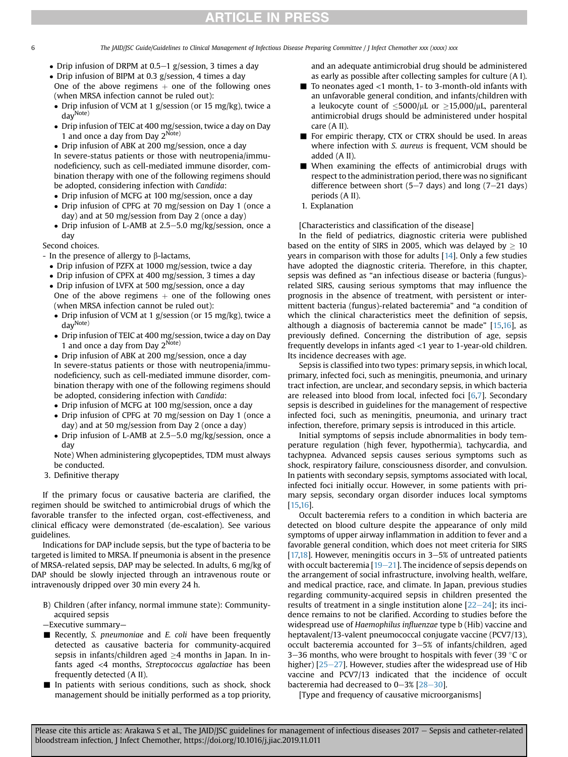- Drip infusion of DRPM at 0.5–1 g/session, 3 times a day
- Drip infusion of BIPM at 0.3 g/session, 4 times a day

One of the above regimens + one of the following ones (when MRSA infection cannot be ruled out):

- Drip infusion of VCM at 1 g/session (or 15 mg/kg), twice a day[Note)]
- Drip infusion of TEIC at 400 mg/session, twice a day on Day 1 and once a day from Day 2[Note)]
- Drip infusion of ABK at 200 mg/session, once a day

In severe-status patients or those with neutropenia/immunodeficiency, such as cell-mediated immune disorder, combination therapy with one of the following regimens should be adopted, considering infection with *Candida*:

- Drip infusion of MCFG at 100 mg/session, once a day
- Drip infusion of CPFG at 70 mg/session on Day 1 (once a day) and at 50 mg/session from Day 2 (once a day)
- Drip infusion of L-AMB at 2.5–5.0 mg/kg/session, once a day

Second choices.

- In the presence of allergy to β-lactams,
  - Drip infusion of PZFX at 1000 mg/session, twice a day
  - Drip infusion of CPFX at 400 mg/session, 3 times a day
  - Drip infusion of LVFX at 500 mg/session, once a day

One of the above regimens + one of the following ones (when MRSA infection cannot be ruled out):

- Drip infusion of VCM at 1 g/session (or 15 mg/kg), twice a day[Note)]
- Drip infusion of TEIC at 400 mg/session, twice a day on Day 1 and once a day from Day 2[Note)]
- Drip infusion of ABK at 200 mg/session, once a day

In severe-status patients or those with neutropenia/immunodeficiency, such as cell-mediated immune disorder, combination therapy with one of the following regimens should be adopted, considering infection with *Candida*:

- Drip infusion of MCFG at 100 mg/session, once a day
- Drip infusion of CPFG at 70 mg/session on Day 1 (once a day) and at 50 mg/session from Day 2 (once a day)
- Drip infusion of L-AMB at 2.5–5.0 mg/kg/session, once a day

Note) When administering glycopeptides, TDM must always be conducted.

3. Definitive therapy

If the primary focus or causative bacteria are clarified, the regimen should be switched to antimicrobial drugs of which the favorable transfer to the infected organ, cost-effectiveness, and clinical efficacy were demonstrated (de-escalation). See various guidelines.

Indications for DAP include sepsis, but the type of bacteria to be targeted is limited to MRSA. If pneumonia is absent in the presence of MRSA-related sepsis, DAP may be selected. In adults, 6 mg/kg of DAP should be slowly injected through an intravenous route or intravenously dripped over 30 min every 24 h.

B) Children (after infancy, normal immune state): Community-acquired sepsis

—Executive summary—

- Recently, *S. pneumoniae* and *E. coli* have been frequently detected as causative bacteria for community-acquired sepsis in infants/children aged ≥4 months in Japan. In infants aged <4 months, *Streptococcus agalactiae* has been frequently detected (A II).
- In patients with serious conditions, such as shock, shock management should be initially performed as a top priority, and an adequate antimicrobial drug should be administered as early as possible after collecting samples for culture (A I).
- To neonates aged <1 month, 1- to 3-month-old infants with an unfavorable general condition, and infants/children with a leukocyte count of ≤5000/μL or ≥15,000/μL, parenteral antimicrobial drugs should be administered under hospital care (A II).
- For empiric therapy, CTX or CTRX should be used. In areas where infection with *S. aureus* is frequent, VCM should be added (A II).
- When examining the effects of antimicrobial drugs with respect to the administration period, there was no significant difference between short (5–7 days) and long (7–21 days) periods (A II).

1. Explanation

[Characteristics and classification of the disease]

In the field of pediatrics, diagnostic criteria were published based on the entity of SIRS in 2005, which was delayed by ≥ 10 years in comparison with those for adults [14]. Only a few studies have adopted the diagnostic criteria. Therefore, in this chapter, sepsis was defined as "an infectious disease or bacteria (fungus)-related SIRS, causing serious symptoms that may influence the prognosis in the absence of treatment, with persistent or intermittent bacteria (fungus)-related bacteremia" and "a condition of which the clinical characteristics meet the definition of sepsis, although a diagnosis of bacteremia cannot be made" [15,16], as previously defined. Concerning the distribution of age, sepsis frequently develops in infants aged <1 year to 1-year-old children. Its incidence decreases with age.

Sepsis is classified into two types: primary sepsis, in which local, primary, infected foci, such as meningitis, pneumonia, and urinary tract infection, are unclear, and secondary sepsis, in which bacteria are released into blood from local, infected foci [6,7]. Secondary sepsis is described in guidelines for the management of respective infected foci, such as meningitis, pneumonia, and urinary tract infection, therefore, primary sepsis is introduced in this article.

Initial symptoms of sepsis include abnormalities in body temperature regulation (high fever, hypothermia), tachycardia, and tachypnea. Advanced sepsis causes serious symptoms such as shock, respiratory failure, consciousness disorder, and convulsion. In patients with secondary sepsis, symptoms associated with local, infected foci initially occur. However, in some patients with primary sepsis, secondary organ disorder induces local symptoms [15,16].

Occult bacteremia refers to a condition in which bacteria are detected on blood culture despite the appearance of only mild symptoms of upper airway inflammation in addition to fever and a favorable general condition, which does not meet criteria for SIRS [17,18]. However, meningitis occurs in 3–5% of untreated patients with occult bacteremia [19–21]. The incidence of sepsis depends on the arrangement of social infrastructure, involving health, welfare, and medical practice, race, and climate. In Japan, previous studies regarding community-acquired sepsis in children presented the results of treatment in a single institution alone [22–24]; its incidence remains to not be clarified. According to studies before the widespread use of *Haemophilus influenzae* type b (Hib) vaccine and heptavalent/13-valent pneumococcal conjugate vaccine (PCV7/13), occult bacteremia accounted for 3–5% of infants/children, aged 3–36 months, who were brought to hospitals with fever (39 °C or higher) [25–27]. However, studies after the widespread use of Hib vaccine and PCV7/13 indicated that the incidence of occult bacteremia had decreased to 0–3% [28–30].

[Type and frequency of causative microorganisms]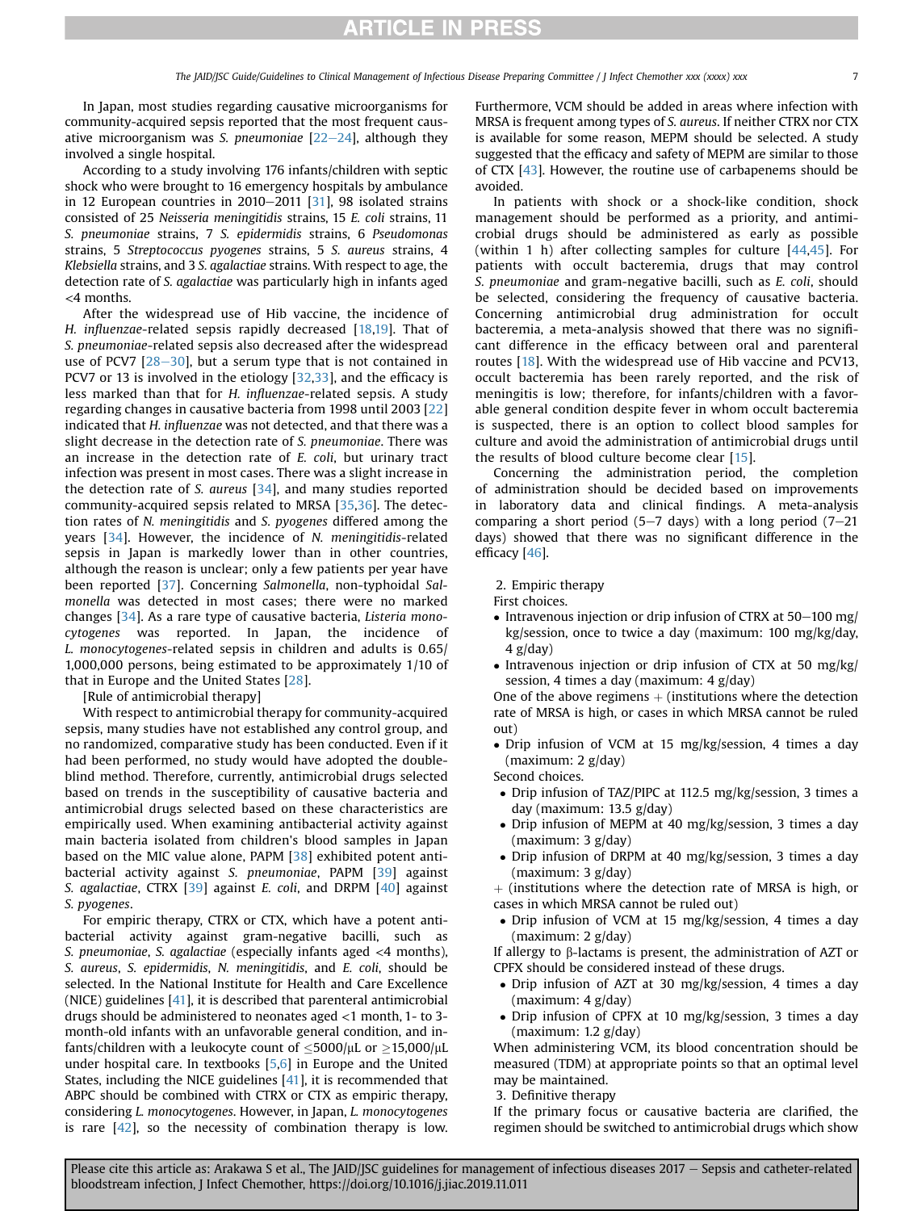In Japan, most studies regarding causative microorganisms for community-acquired sepsis reported that the most frequent causative microorganism was *S. pneumoniae* [22–24], although they involved a single hospital.

According to a study involving 176 infants/children with septic shock who were brought to 16 emergency hospitals by ambulance in 12 European countries in 2010–2011 [31], 98 isolated strains consisted of 25 *Neisseria meningitidis* strains, 15 *E. coli* strains, 11 *S. pneumoniae* strains, 7 *S. epidermidis* strains, 6 *Pseudomonas* strains, 5 *Streptococcus pyogenes* strains, 5 *S. aureus* strains, 4 *Klebsiella* strains, and 3 *S. agalactiae* strains. With respect to age, the detection rate of *S. agalactiae* was particularly high in infants aged <4 months.

After the widespread use of Hib vaccine, the incidence of *H. influenzae*-related sepsis rapidly decreased [18,19]. That of *S. pneumoniae*-related sepsis also decreased after the widespread use of PCV7 [28–30], but a serum type that is not contained in PCV7 or 13 is involved in the etiology [32,33], and the efficacy is less marked than that for *H. influenzae*-related sepsis. A study regarding changes in causative bacteria from 1998 until 2003 [22] indicated that *H. influenzae* was not detected, and that there was a slight decrease in the detection rate of *S. pneumoniae*. There was an increase in the detection rate of *E. coli*, but urinary tract infection was present in most cases. There was a slight increase in the detection rate of *S. aureus* [34], and many studies reported community-acquired sepsis related to MRSA [35,36]. The detection rates of *N. meningitidis* and *S. pyogenes* differed among the years [34]. However, the incidence of *N. meningitidis*-related sepsis in Japan is markedly lower than in other countries, although the reason is unclear; only a few patients per year have been reported [37]. Concerning *Salmonella*, non-typhoidal *Salmonella* was detected in most cases; there were no marked changes [34]. As a rare type of causative bacteria, *Listeria monocytogenes* was reported. In Japan, the incidence of *L. monocytogenes*-related sepsis in children and adults is 0.65/1,000,000 persons, being estimated to be approximately 1/10 of that in Europe and the United States [28].

[Rule of antimicrobial therapy]

With respect to antimicrobial therapy for community-acquired sepsis, many studies have not established any control group, and no randomized, comparative study has been conducted. Even if it had been performed, no study would have adopted the double-blind method. Therefore, currently, antimicrobial drugs selected based on trends in the susceptibility of causative bacteria and antimicrobial drugs selected based on these characteristics are empirically used. When examining antibacterial activity against main bacteria isolated from children's blood samples in Japan based on the MIC value alone, PAPM [38] exhibited potent antibacterial activity against *S. pneumoniae*, PAPM [39] against *S. agalactiae*, CTRX [39] against *E. coli*, and DRPM [40] against *S. pyogenes*.

For empiric therapy, CTRX or CTX, which have a potent antibacterial activity against gram-negative bacilli, such as *S. pneumoniae*, *S. agalactiae* (especially infants aged <4 months), *S. aureus*, *S. epidermidis*, *N. meningitidis*, and *E. coli*, should be selected. In the National Institute for Health and Care Excellence (NICE) guidelines [41], it is described that parenteral antimicrobial drugs should be administered to neonates aged <1 month, 1- to 3-month-old infants with an unfavorable general condition, and infants/children with a leukocyte count of $\leq$5000/μL or $\geq$15,000/μL under hospital care. In textbooks [5,6] in Europe and the United States, including the NICE guidelines [41], it is recommended that ABPC should be combined with CTRX or CTX as empiric therapy, considering *L. monocytogenes*. However, in Japan, *L. monocytogenes* is rare [42], so the necessity of combination therapy is low. Furthermore, VCM should be added in areas where infection with MRSA is frequent among types of *S. aureus*. If neither CTRX nor CTX is available for some reason, MEPM should be selected. A study suggested that the efficacy and safety of MEPM are similar to those of CTX [43]. However, the routine use of carbapenems should be avoided.

In patients with shock or a shock-like condition, shock management should be performed as a priority, and antimicrobial drugs should be administered as early as possible (within 1 h) after collecting samples for culture [44,45]. For patients with occult bacteremia, drugs that may control *S. pneumoniae* and gram-negative bacilli, such as *E. coli*, should be selected, considering the frequency of causative bacteria. Concerning antimicrobial drug administration for occult bacteremia, a meta-analysis showed that there was no significant difference in the efficacy between oral and parenteral routes [18]. With the widespread use of Hib vaccine and PCV13, occult bacteremia has been rarely reported, and the risk of meningitis is low; therefore, for infants/children with a favorable general condition despite fever in whom occult bacteremia is suspected, there is an option to collect blood samples for culture and avoid the administration of antimicrobial drugs until the results of blood culture become clear [15].

Concerning the administration period, the completion of administration should be decided based on improvements in laboratory data and clinical findings. A meta-analysis comparing a short period (5–7 days) with a long period (7–21 days) showed that there was no significant difference in the efficacy [46].

2. Empiric therapy

First choices.

- Intravenous injection or drip infusion of CTRX at 50–100 mg/kg/session, once to twice a day (maximum: 100 mg/kg/day, 4 g/day)
- Intravenous injection or drip infusion of CTX at 50 mg/kg/session, 4 times a day (maximum: 4 g/day)

One of the above regimens + (institutions where the detection rate of MRSA is high, or cases in which MRSA cannot be ruled out)

- Drip infusion of VCM at 15 mg/kg/session, 4 times a day (maximum: 2 g/day)

Second choices.

- Drip infusion of TAZ/PIPC at 112.5 mg/kg/session, 3 times a day (maximum: 13.5 g/day)
- Drip infusion of MEPM at 40 mg/kg/session, 3 times a day (maximum: 3 g/day)
- Drip infusion of DRPM at 40 mg/kg/session, 3 times a day (maximum: 3 g/day)

+ (institutions where the detection rate of MRSA is high, or cases in which MRSA cannot be ruled out)

- Drip infusion of VCM at 15 mg/kg/session, 4 times a day (maximum: 2 g/day)

If allergy to β-lactams is present, the administration of AZT or CPFX should be considered instead of these drugs.

- Drip infusion of AZT at 30 mg/kg/session, 4 times a day (maximum: 4 g/day)
- Drip infusion of CPFX at 10 mg/kg/session, 3 times a day (maximum: 1.2 g/day)

When administering VCM, its blood concentration should be measured (TDM) at appropriate points so that an optimal level may be maintained.

3. Definitive therapy

If the primary focus or causative bacteria are clarified, the regimen should be switched to antimicrobial drugs which show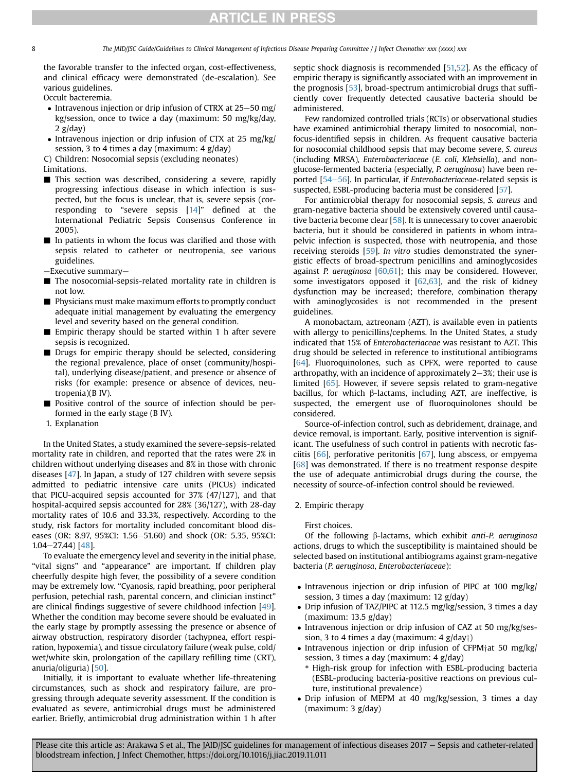the favorable transfer to the infected organ, cost-effectiveness, and clinical efficacy were demonstrated (de-escalation). See various guidelines.

Occult bacteremia.

- Intravenous injection or drip infusion of CTRX at 25–50 mg/kg/session, once to twice a day (maximum: 50 mg/kg/day, 2 g/day)
- Intravenous injection or drip infusion of CTX at 25 mg/kg/session, 3 to 4 times a day (maximum: 4 g/day)

C) Children: Nosocomial sepsis (excluding neonates)

Limitations.

- ■ This section was described, considering a severe, rapidly progressing infectious disease in which infection is suspected, but the focus is unclear, that is, severe sepsis (corresponding to "severe sepsis [14]" defined at the International Pediatric Sepsis Consensus Conference in 2005).
- ■ In patients in whom the focus was clarified and those with sepsis related to catheter or neutropenia, see various guidelines.

—Executive summary—

- ■ The nosocomial-sepsis-related mortality rate in children is not low.
- ■ Physicians must make maximum efforts to promptly conduct adequate initial management by evaluating the emergency level and severity based on the general condition.
- ■ Empiric therapy should be started within 1 h after severe sepsis is recognized.
- ■ Drugs for empiric therapy should be selected, considering the regional prevalence, place of onset (community/hospital), underlying disease/patient, and presence or absence of risks (for example: presence or absence of devices, neutropenia)(B IV).
- ■ Positive control of the source of infection should be performed in the early stage (B IV).

1. Explanation

In the United States, a study examined the severe-sepsis-related mortality rate in children, and reported that the rates were 2% in children without underlying diseases and 8% in those with chronic diseases [47]. In Japan, a study of 127 children with severe sepsis admitted to pediatric intensive care units (PICUs) indicated that PICU-acquired sepsis accounted for 37% (47/127), and that hospital-acquired sepsis accounted for 28% (36/127), with 28-day mortality rates of 10.6 and 33.3%, respectively. According to the study, risk factors for mortality included concomitant blood diseases (OR: 8.97, 95%CI: 1.56–51.60) and shock (OR: 5.35, 95%CI: 1.04–27.44) [48].

To evaluate the emergency level and severity in the initial phase, "vital signs" and "appearance" are important. If children play cheerfully despite high fever, the possibility of a severe condition may be extremely low. "Cyanosis, rapid breathing, poor peripheral perfusion, petechial rash, parental concern, and clinician instinct" are clinical findings suggestive of severe childhood infection [49]. Whether the condition may become severe should be evaluated in the early stage by promptly assessing the presence or absence of airway obstruction, respiratory disorder (tachypnea, effort respiration, hypoxemia), and tissue circulatory failure (weak pulse, cold/wet/white skin, prolongation of the capillary refilling time (CRT), anuria/oliguria) [50].

Initially, it is important to evaluate whether life-threatening circumstances, such as shock and respiratory failure, are progressing through adequate severity assessment. If the condition is evaluated as severe, antimicrobial drugs must be administered earlier. Briefly, antimicrobial drug administration within 1 h after septic shock diagnosis is recommended [51,52]. As the efficacy of empiric therapy is significantly associated with an improvement in the prognosis [53], broad-spectrum antimicrobial drugs that sufficiently cover frequently detected causative bacteria should be administered.

Few randomized controlled trials (RCTs) or observational studies have examined antimicrobial therapy limited to nosocomial, non-focus-identified sepsis in children. As frequent causative bacteria for nosocomial childhood sepsis that may become severe, *S. aureus* (including MRSA), *Enterobacteriaceae* (*E. coli*, *Klebsiella*), and non-glucose-fermented bacteria (especially, *P. aeruginosa*) have been reported [54–56]. In particular, if *Enterobacteriaceae*-related sepsis is suspected, ESBL-producing bacteria must be considered [57].

For antimicrobial therapy for nosocomial sepsis, *S. aureus* and gram-negative bacteria should be extensively covered until causative bacteria become clear [58]. It is unnecessary to cover anaerobic bacteria, but it should be considered in patients in whom intrapelvic infection is suspected, those with neutropenia, and those receiving steroids [59]. *In vitro* studies demonstrated the synergistic effects of broad-spectrum penicillins and aminoglycosides against *P. aeruginosa* [60,61]; this may be considered. However, some investigators opposed it [62,63], and the risk of kidney dysfunction may be increased; therefore, combination therapy with aminoglycosides is not recommended in the present guidelines.

A monobactam, aztreonam (AZT), is available even in patients with allergy to penicillins/cephems. In the United States, a study indicated that 15% of *Enterobacteriaceae* was resistant to AZT. This drug should be selected in reference to institutional antibiograms [64]. Fluoroquinolones, such as CPFX, were reported to cause arthropathy, with an incidence of approximately 2–3%; their use is limited [65]. However, if severe sepsis related to gram-negative bacillus, for which β-lactams, including AZT, are ineffective, is suspected, the emergent use of fluoroquinolones should be considered.

Source-of-infection control, such as debridement, drainage, and device removal, is important. Early, positive intervention is significant. The usefulness of such control in patients with necrotic fasciitis [66], perforative peritonitis [67], lung abscess, or empyema [68] was demonstrated. If there is no treatment response despite the use of adequate antimicrobial drugs during the course, the necessity of source-of-infection control should be reviewed.

2. Empiric therapy

First choices.

Of the following β-lactams, which exhibit *anti-P. aeruginosa* actions, drugs to which the susceptibility is maintained should be selected based on institutional antibiograms against gram-negative bacteria (*P. aeruginosa*, *Enterobacteriaceae*):

- Intravenous injection or drip infusion of PIPC at 100 mg/kg/session, 3 times a day (maximum: 12 g/day)
- Drip infusion of TAZ/PIPC at 112.5 mg/kg/session, 3 times a day (maximum: 13.5 g/day)
- Intravenous injection or drip infusion of CAZ at 50 mg/kg/session, 3 to 4 times a day (maximum: 4 g/day†)
- Intravenous injection or drip infusion of CFPM†at 50 mg/kg/session, 3 times a day (maximum: 4 g/day)
  - \* High-risk group for infection with ESBL-producing bacteria (ESBL-producing bacteria-positive reactions on previous culture, institutional prevalence)
- Drip infusion of MEPM at 40 mg/kg/session, 3 times a day (maximum: 3 g/day)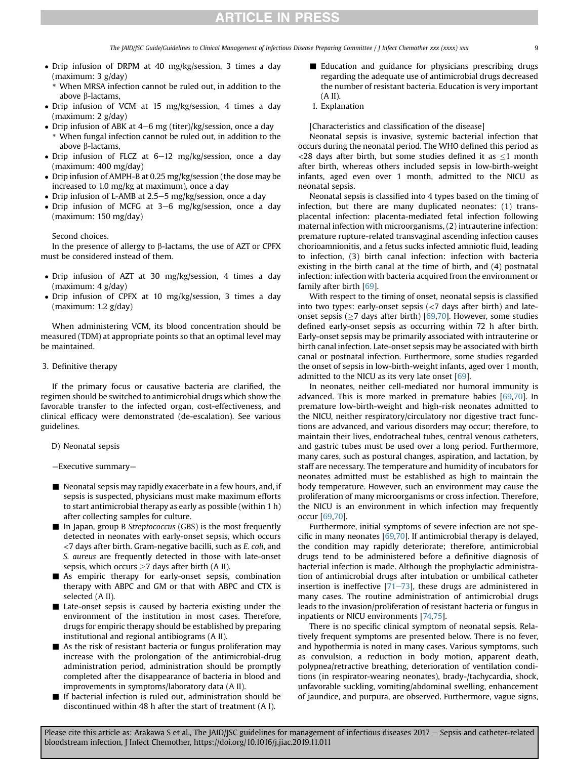- Drip infusion of DRPM at 40 mg/kg/session, 3 times a day (maximum: 3 g/day)
  - \* When MRSA infection cannot be ruled out, in addition to the above β-lactams,
- Drip infusion of VCM at 15 mg/kg/session, 4 times a day (maximum: 2 g/day)
- Drip infusion of ABK at 4–6 mg (titer)/kg/session, once a day
  - \* When fungal infection cannot be ruled out, in addition to the above β-lactams,
- Drip infusion of FLCZ at 6–12 mg/kg/session, once a day (maximum: 400 mg/day)
- Drip infusion of AMPH-B at 0.25 mg/kg/session (the dose may be increased to 1.0 mg/kg at maximum), once a day
- Drip infusion of L-AMB at 2.5–5 mg/kg/session, once a day
- Drip infusion of MCFG at 3–6 mg/kg/session, once a day (maximum: 150 mg/day)

Second choices.

In the presence of allergy to β-lactams, the use of AZT or CPFX must be considered instead of them.

- Drip infusion of AZT at 30 mg/kg/session, 4 times a day (maximum: 4 g/day)
- Drip infusion of CPFX at 10 mg/kg/session, 3 times a day (maximum: 1.2 g/day)

When administering VCM, its blood concentration should be measured (TDM) at appropriate points so that an optimal level may be maintained.

3. Definitive therapy

If the primary focus or causative bacteria are clarified, the regimen should be switched to antimicrobial drugs which show the favorable transfer to the infected organ, cost-effectiveness, and clinical efficacy were demonstrated (de-escalation). See various guidelines.

D) Neonatal sepsis

—Executive summary—

- ■ Neonatal sepsis may rapidly exacerbate in a few hours, and, if sepsis is suspected, physicians must make maximum efforts to start antimicrobial therapy as early as possible (within 1 h) after collecting samples for culture.
- ■ In Japan, group B *Streptococcus* (GBS) is the most frequently detected in neonates with early-onset sepsis, which occurs <7 days after birth. Gram-negative bacilli, such as *E. coli*, and *S. aureus* are frequently detected in those with late-onset sepsis, which occurs ≥7 days after birth (A II).
- ■ As empiric therapy for early-onset sepsis, combination therapy with ABPC and GM or that with ABPC and CTX is selected (A II).
- ■ Late-onset sepsis is caused by bacteria existing under the environment of the institution in most cases. Therefore, drugs for empiric therapy should be established by preparing institutional and regional antibiograms (A II).
- ■ As the risk of resistant bacteria or fungus proliferation may increase with the prolongation of the antimicrobial-drug administration period, administration should be promptly completed after the disappearance of bacteria in blood and improvements in symptoms/laboratory data (A II).
- ■ If bacterial infection is ruled out, administration should be discontinued within 48 h after the start of treatment (A I).
- ■ Education and guidance for physicians prescribing drugs regarding the adequate use of antimicrobial drugs decreased the number of resistant bacteria. Education is very important (A II).

1. Explanation

[Characteristics and classification of the disease]

Neonatal sepsis is invasive, systemic bacterial infection that occurs during the neonatal period. The WHO defined this period as <28 days after birth, but some studies defined it as ≤1 month after birth, whereas others included sepsis in low-birth-weight infants, aged even over 1 month, admitted to the NICU as neonatal sepsis.

Neonatal sepsis is classified into 4 types based on the timing of infection, but there are many duplicated neonates: (1) transplacental infection: placenta-mediated fetal infection following maternal infection with microorganisms, (2) intrauterine infection: premature rupture-related transvaginal ascending infection causes chorioamnionitis, and a fetus sucks infected amniotic fluid, leading to infection, (3) birth canal infection: infection with bacteria existing in the birth canal at the time of birth, and (4) postnatal infection: infection with bacteria acquired from the environment or family after birth [69].

With respect to the timing of onset, neonatal sepsis is classified into two types: early-onset sepsis (<7 days after birth) and late-onset sepsis (≥7 days after birth) [69,70]. However, some studies defined early-onset sepsis as occurring within 72 h after birth. Early-onset sepsis may be primarily associated with intrauterine or birth canal infection. Late-onset sepsis may be associated with birth canal or postnatal infection. Furthermore, some studies regarded the onset of sepsis in low-birth-weight infants, aged over 1 month, admitted to the NICU as its very late onset [69].

In neonates, neither cell-mediated nor humoral immunity is advanced. This is more marked in premature babies [69,70]. In premature low-birth-weight and high-risk neonates admitted to the NICU, neither respiratory/circulatory nor digestive tract functions are advanced, and various disorders may occur; therefore, to maintain their lives, endotracheal tubes, central venous catheters, and gastric tubes must be used over a long period. Furthermore, many cares, such as postural changes, aspiration, and lactation, by staff are necessary. The temperature and humidity of incubators for neonates admitted must be established as high to maintain the body temperature. However, such an environment may cause the proliferation of many microorganisms or cross infection. Therefore, the NICU is an environment in which infection may frequently occur [69,70].

Furthermore, initial symptoms of severe infection are not specific in many neonates [69,70]. If antimicrobial therapy is delayed, the condition may rapidly deteriorate; therefore, antimicrobial drugs tend to be administered before a definitive diagnosis of bacterial infection is made. Although the prophylactic administration of antimicrobial drugs after intubation or umbilical catheter insertion is ineffective [71–73], these drugs are administered in many cases. The routine administration of antimicrobial drugs leads to the invasion/proliferation of resistant bacteria or fungus in inpatients or NICU environments [74,75].

There is no specific clinical symptom of neonatal sepsis. Relatively frequent symptoms are presented below. There is no fever, and hypothermia is noted in many cases. Various symptoms, such as convulsion, a reduction in body motion, apparent death, polypnea/retractive breathing, deterioration of ventilation conditions (in respirator-wearing neonates), brady-/tachycardia, shock, unfavorable suckling, vomiting/abdominal swelling, enhancement of jaundice, and purpura, are observed. Furthermore, vague signs,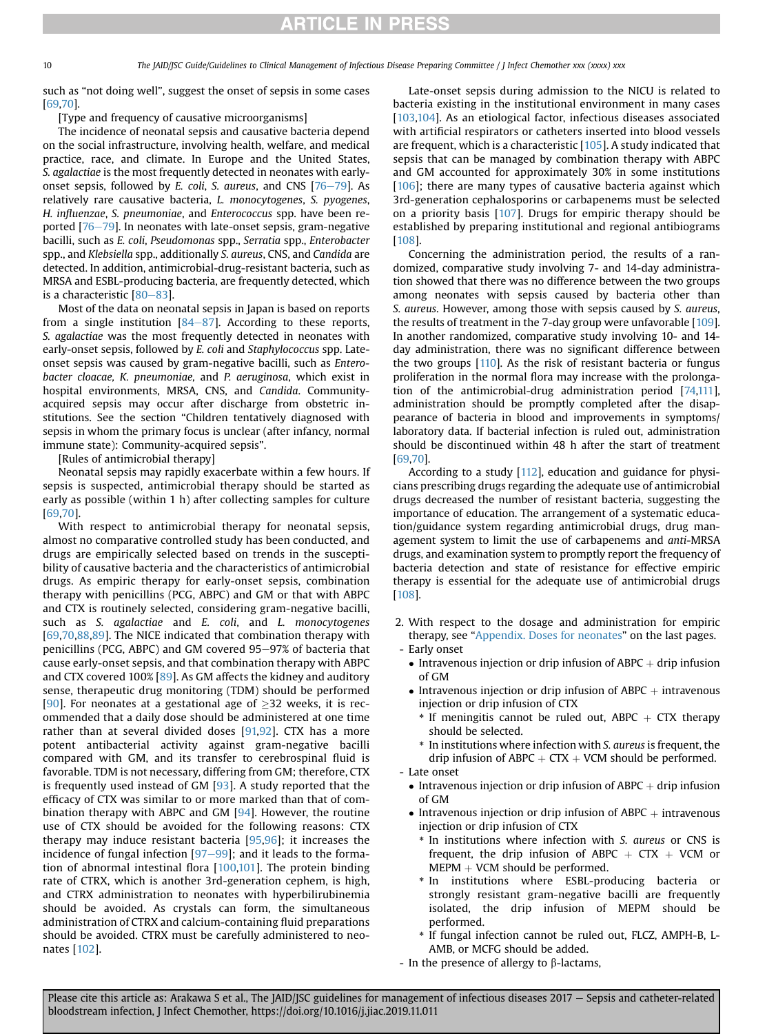such as "not doing well", suggest the onset of sepsis in some cases [69,70].

[Type and frequency of causative microorganisms]

The incidence of neonatal sepsis and causative bacteria depend on the social infrastructure, involving health, welfare, and medical practice, race, and climate. In Europe and the United States, *S. agalactiae* is the most frequently detected in neonates with early-onset sepsis, followed by *E. coli*, *S. aureus*, and CNS [76–79]. As relatively rare causative bacteria, *L. monocytogenes*, *S. pyogenes*, *H. influenzae*, *S. pneumoniae*, and *Enterococcus* spp. have been reported [76–79]. In neonates with late-onset sepsis, gram-negative bacilli, such as *E. coli*, *Pseudomonas* spp., *Serratia* spp., *Enterobacter* spp., and *Klebsiella* spp., additionally *S. aureus*, CNS, and *Candida* are detected. In addition, antimicrobial-drug-resistant bacteria, such as MRSA and ESBL-producing bacteria, are frequently detected, which is a characteristic [80–83].

Most of the data on neonatal sepsis in Japan is based on reports from a single institution [84–87]. According to these reports, *S. agalactiae* was the most frequently detected in neonates with early-onset sepsis, followed by *E. coli* and *Staphylococcus* spp. Late-onset sepsis was caused by gram-negative bacilli, such as *Enterobacter cloacae*, *K. pneumoniae*, and *P. aeruginosa*, which exist in hospital environments, MRSA, CNS, and *Candida*. Community-acquired sepsis may occur after discharge from obstetric institutions. See the section "Children tentatively diagnosed with sepsis in whom the primary focus is unclear (after infancy, normal immune state): Community-acquired sepsis".

[Rules of antimicrobial therapy]

Neonatal sepsis may rapidly exacerbate within a few hours. If sepsis is suspected, antimicrobial therapy should be started as early as possible (within 1 h) after collecting samples for culture [69,70].

With respect to antimicrobial therapy for neonatal sepsis, almost no comparative controlled study has been conducted, and drugs are empirically selected based on trends in the susceptibility of causative bacteria and the characteristics of antimicrobial drugs. As empiric therapy for early-onset sepsis, combination therapy with penicillins (PCG, ABPC) and GM or that with ABPC and CTX is routinely selected, considering gram-negative bacilli, such as *S. agalactiae* and *E. coli*, and *L. monocytogenes* [69,70,88,89]. The NICE indicated that combination therapy with penicillins (PCG, ABPC) and GM covered 95–97% of bacteria that cause early-onset sepsis, and that combination therapy with ABPC and CTX covered 100% [89]. As GM affects the kidney and auditory sense, therapeutic drug monitoring (TDM) should be performed [90]. For neonates at a gestational age of $\geq$32 weeks, it is recommended that a daily dose should be administered at one time rather than at several divided doses [91,92]. CTX has a more potent antibacterial activity against gram-negative bacilli compared with GM, and its transfer to cerebrospinal fluid is favorable. TDM is not necessary, differing from GM; therefore, CTX is frequently used instead of GM [93]. A study reported that the efficacy of CTX was similar to or more marked than that of combination therapy with ABPC and GM [94]. However, the routine use of CTX should be avoided for the following reasons: CTX therapy may induce resistant bacteria [95,96]; it increases the incidence of fungal infection [97–99]; and it leads to the formation of abnormal intestinal flora [100,101]. The protein binding rate of CTRX, which is another 3rd-generation cephem, is high, and CTRX administration to neonates with hyperbilirubinemia should be avoided. As crystals can form, the simultaneous administration of CTRX and calcium-containing fluid preparations should be avoided. CTRX must be carefully administered to neonates [102].

Late-onset sepsis during admission to the NICU is related to bacteria existing in the institutional environment in many cases [103,104]. As an etiological factor, infectious diseases associated with artificial respirators or catheters inserted into blood vessels are frequent, which is a characteristic [105]. A study indicated that sepsis that can be managed by combination therapy with ABPC and GM accounted for approximately 30% in some institutions [106]; there are many types of causative bacteria against which 3rd-generation cephalosporins or carbapenems must be selected on a priority basis [107]. Drugs for empiric therapy should be established by preparing institutional and regional antibiograms [108].

Concerning the administration period, the results of a randomized, comparative study involving 7- and 14-day administration showed that there was no difference between the two groups among neonates with sepsis caused by bacteria other than *S. aureus*. However, among those with sepsis caused by *S. aureus*, the results of treatment in the 7-day group were unfavorable [109]. In another randomized, comparative study involving 10- and 14-day administration, there was no significant difference between the two groups [110]. As the risk of resistant bacteria or fungus proliferation in the normal flora may increase with the prolongation of the antimicrobial-drug administration period [74,111], administration should be promptly completed after the disappearance of bacteria in blood and improvements in symptoms/laboratory data. If bacterial infection is ruled out, administration should be discontinued within 48 h after the start of treatment [69,70].

According to a study [112], education and guidance for physicians prescribing drugs regarding the adequate use of antimicrobial drugs decreased the number of resistant bacteria, suggesting the importance of education. The arrangement of a systematic education/guidance system regarding antimicrobial drugs, drug management system to limit the use of carbapenems and *anti*-MRSA drugs, and examination system to promptly report the frequency of bacteria detection and state of resistance for effective empiric therapy is essential for the adequate use of antimicrobial drugs [108].

2. With respect to the dosage and administration for empiric therapy, see "Appendix. Doses for neonates" on the last pages.

- Early onset
  - Intravenous injection or drip infusion of ABPC + drip infusion of GM
  - Intravenous injection or drip infusion of ABPC + intravenous injection or drip infusion of CTX
    - \* If meningitis cannot be ruled out, ABPC + CTX therapy should be selected.
    - \* In institutions where infection with *S. aureus* is frequent, the drip infusion of ABPC + CTX + VCM should be performed.
- Late onset
  - Intravenous injection or drip infusion of ABPC + drip infusion of GM
  - Intravenous injection or drip infusion of ABPC + intravenous injection or drip infusion of CTX
    - \* In institutions where infection with *S. aureus* or CNS is frequent, the drip infusion of ABPC + CTX + VCM or MEPM + VCM should be performed.
    - \* In institutions where ESBL-producing bacteria or strongly resistant gram-negative bacilli are frequently isolated, the drip infusion of MEPM should be performed.
    - \* If fungal infection cannot be ruled out, FLCZ, AMPH-B, L-AMB, or MCFG should be added.
- In the presence of allergy to β-lactams,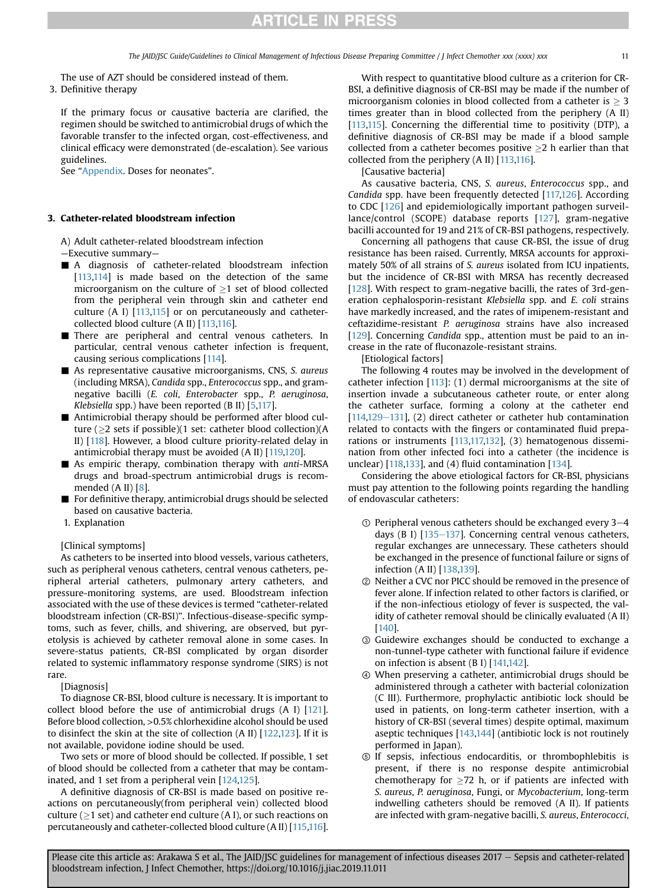The use of AZT should be considered instead of them.

3. Definitive therapy

If the primary focus or causative bacteria are clarified, the regimen should be switched to antimicrobial drugs of which the favorable transfer to the infected organ, cost-effectiveness, and clinical efficacy were demonstrated (de-escalation). See various guidelines.

See "Appendix. Doses for neonates".

## 3. Catheter-related bloodstream infection

A) Adult catheter-related bloodstream infection

—Executive summary—

- A diagnosis of catheter-related bloodstream infection [113,114] is made based on the detection of the same microorganism on the culture of ≥1 set of blood collected from the peripheral vein through skin and catheter end culture (A I) [113,115] or on percutaneously and catheter-collected blood culture (A II) [113,116].
- There are peripheral and central venous catheters. In particular, central venous catheter infection is frequent, causing serious complications [114].
- As representative causative microorganisms, CNS, *S. aureus* (including MRSA), *Candida* spp., *Enterococcus* spp., and gram-negative bacilli (*E. coli*, *Enterobacter* spp., *P. aeruginosa*, *Klebsiella* spp.) have been reported (B II) [5,117].
- Antimicrobial therapy should be performed after blood culture (≥2 sets if possible)(1 set: catheter blood collection)(A II) [118]. However, a blood culture priority-related delay in antimicrobial therapy must be avoided (A II) [119,120].
- As empiric therapy, combination therapy with *anti*-MRSA drugs and broad-spectrum antimicrobial drugs is recommended (A II) [8].
- For definitive therapy, antimicrobial drugs should be selected based on causative bacteria.

1. Explanation

[Clinical symptoms]

As catheters to be inserted into blood vessels, various catheters, such as peripheral venous catheters, central venous catheters, peripheral arterial catheters, pulmonary artery catheters, and pressure-monitoring systems, are used. Bloodstream infection associated with the use of these devices is termed "catheter-related bloodstream infection (CR-BSI)". Infectious-disease-specific symptoms, such as fever, chills, and shivering, are observed, but pyretolysis is achieved by catheter removal alone in some cases. In severe-status patients, CR-BSI complicated by organ disorder related to systemic inflammatory response syndrome (SIRS) is not rare.

[Diagnosis]

To diagnose CR-BSI, blood culture is necessary. It is important to collect blood before the use of antimicrobial drugs (A I) [121]. Before blood collection, >0.5% chlorhexidine alcohol should be used to disinfect the skin at the site of collection (A II) [122,123]. If it is not available, povidone iodine should be used.

Two sets or more of blood should be collected. If possible, 1 set of blood should be collected from a catheter that may be contaminated, and 1 set from a peripheral vein [124,125].

A definitive diagnosis of CR-BSI is made based on positive reactions on percutaneously(from peripheral vein) collected blood culture (≥1 set) and catheter end culture (A I), or such reactions on percutaneously and catheter-collected blood culture (A II) [115,116].

With respect to quantitative blood culture as a criterion for CR-BSI, a definitive diagnosis of CR-BSI may be made if the number of microorganism colonies in blood collected from a catheter is ≥ 3 times greater than in blood collected from the periphery (A II) [113,115]. Concerning the differential time to positivity (DTP), a definitive diagnosis of CR-BSI may be made if a blood sample collected from a catheter becomes positive ≥2 h earlier than that collected from the periphery (A II) [113,116].

[Causative bacteria]

As causative bacteria, CNS, *S. aureus*, *Enterococcus* spp., and *Candida* spp. have been frequently detected [117,126]. According to CDC [126] and epidemiologically important pathogen surveillance/control (SCOPE) database reports [127], gram-negative bacilli accounted for 19 and 21% of CR-BSI pathogens, respectively.

Concerning all pathogens that cause CR-BSI, the issue of drug resistance has been raised. Currently, MRSA accounts for approximately 50% of all strains of *S. aureus* isolated from ICU inpatients, but the incidence of CR-BSI with MRSA has recently decreased [128]. With respect to gram-negative bacilli, the rates of 3rd-generation cephalosporin-resistant *Klebsiella* spp. and *E. coli* strains have markedly increased, and the rates of imipenem-resistant and ceftazidime-resistant *P. aeruginosa* strains have also increased [129]. Concerning *Candida* spp., attention must be paid to an increase in the rate of fluconazole-resistant strains.

[Etiological factors]

The following 4 routes may be involved in the development of catheter infection [113]: (1) dermal microorganisms at the site of insertion invade a subcutaneous catheter route, or enter along the catheter surface, forming a colony at the catheter end [114,129–131], (2) direct catheter or catheter hub contamination related to contacts with the fingers or contaminated fluid preparations or instruments [113,117,132], (3) hematogenous dissemination from other infected foci into a catheter (the incidence is unclear) [118,133], and (4) fluid contamination [134].

Considering the above etiological factors for CR-BSI, physicians must pay attention to the following points regarding the handling of endovascular catheters:

① Peripheral venous catheters should be exchanged every 3–4 days (B I) [135–137]. Concerning central venous catheters, regular exchanges are unnecessary. These catheters should be exchanged in the presence of functional failure or signs of infection (A II) [138,139].

② Neither a CVC nor PICC should be removed in the presence of fever alone. If infection related to other factors is clarified, or if the non-infectious etiology of fever is suspected, the validity of catheter removal should be clinically evaluated (A II) [140].

③ Guidewire exchanges should be conducted to exchange a non-tunnel-type catheter with functional failure if evidence on infection is absent (B I) [141,142].

④ When preserving a catheter, antimicrobial drugs should be administered through a catheter with bacterial colonization (C III). Furthermore, prophylactic antibiotic lock should be used in patients, on long-term catheter insertion, with a history of CR-BSI (several times) despite optimal, maximum aseptic techniques [143,144] (antibiotic lock is not routinely performed in Japan).

⑤ If sepsis, infectious endocarditis, or thrombophlebitis is present, if there is no response despite antimicrobial chemotherapy for ≥72 h, or if patients are infected with *S. aureus*, *P. aeruginosa*, Fungi, or *Mycobacterium*, long-term indwelling catheters should be removed (A II). If patients are infected with gram-negative bacilli, *S. aureus*, *Enterococci*,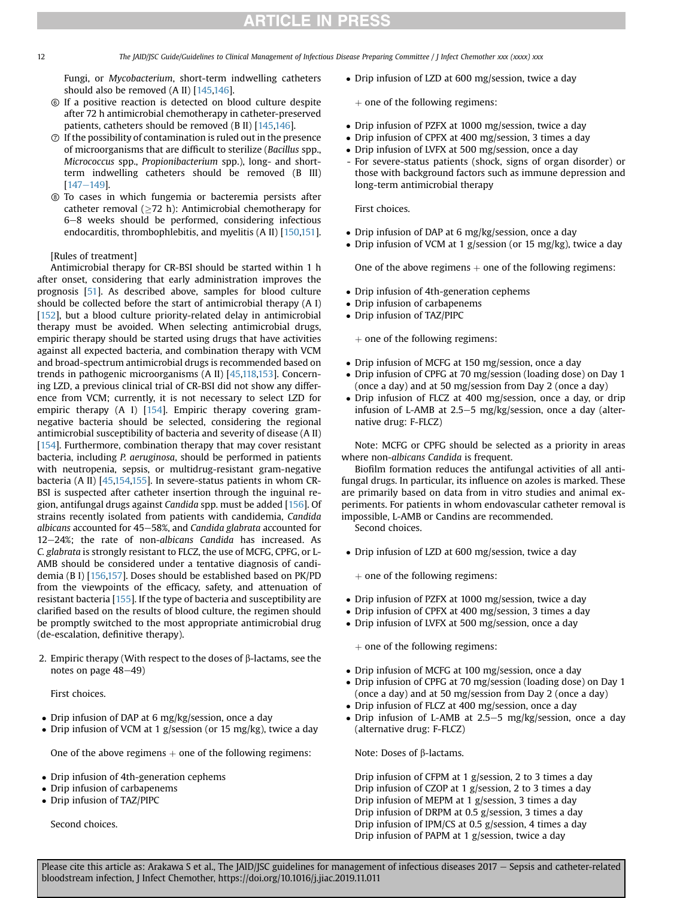Fungi, or *Mycobacterium*, short-term indwelling catheters should also be removed (A II) [145,146].

⑥ If a positive reaction is detected on blood culture despite after 72 h antimicrobial chemotherapy in catheter-preserved patients, catheters should be removed (B II) [145,146].

⑦ If the possibility of contamination is ruled out in the presence of microorganisms that are difficult to sterilize (*Bacillus* spp., *Micrococcus* spp., *Propionibacterium* spp.), long- and short-term indwelling catheters should be removed (B III) [147–149].

⑧ To cases in which fungemia or bacteremia persists after catheter removal (≥72 h): Antimicrobial chemotherapy for 6–8 weeks should be performed, considering infectious endocarditis, thrombophlebitis, and myelitis (A II) [150,151].

[Rules of treatment]

Antimicrobial therapy for CR-BSI should be started within 1 h after onset, considering that early administration improves the prognosis [51]. As described above, samples for blood culture should be collected before the start of antimicrobial therapy (A I) [152], but a blood culture priority-related delay in antimicrobial therapy must be avoided. When selecting antimicrobial drugs, empiric therapy should be started using drugs that have activities against all expected bacteria, and combination therapy with VCM and broad-spectrum antimicrobial drugs is recommended based on trends in pathogenic microorganisms (A II) [45,118,153]. Concerning LZD, a previous clinical trial of CR-BSI did not show any difference from VCM; currently, it is not necessary to select LZD for empiric therapy (A I) [154]. Empiric therapy covering gram-negative bacteria should be selected, considering the regional antimicrobial susceptibility of bacteria and severity of disease (A II) [154]. Furthermore, combination therapy that may cover resistant bacteria, including *P. aeruginosa*, should be performed in patients with neutropenia, sepsis, or multidrug-resistant gram-negative bacteria (A II) [45,154,155]. In severe-status patients in whom CR-BSI is suspected after catheter insertion through the inguinal region, antifungal drugs against *Candida* spp. must be added [156]. Of strains recently isolated from patients with candidemia, *Candida albicans* accounted for 45–58%, and *Candida glabrata* accounted for 12–24%; the rate of non-*albicans Candida* has increased. As *C. glabrata* is strongly resistant to FLCZ, the use of MCFG, CPFG, or L-AMB should be considered under a tentative diagnosis of candidemia (B I) [156,157]. Doses should be established based on PK/PD from the viewpoints of the efficacy, safety, and attenuation of resistant bacteria [155]. If the type of bacteria and susceptibility are clarified based on the results of blood culture, the regimen should be promptly switched to the most appropriate antimicrobial drug (de-escalation, definitive therapy).

2. Empiric therapy (With respect to the doses of β-lactams, see the notes on page 48–49)

First choices.

- Drip infusion of DAP at 6 mg/kg/session, once a day
- Drip infusion of VCM at 1 g/session (or 15 mg/kg), twice a day

One of the above regimens + one of the following regimens:

- Drip infusion of 4th-generation cephems
- Drip infusion of carbapenems
- Drip infusion of TAZ/PIPC

Second choices.

- Drip infusion of LZD at 600 mg/session, twice a day

+ one of the following regimens:

- Drip infusion of PZFX at 1000 mg/session, twice a day
- Drip infusion of CPFX at 400 mg/session, 3 times a day
- Drip infusion of LVFX at 500 mg/session, once a day

- For severe-status patients (shock, signs of organ disorder) or those with background factors such as immune depression and long-term antimicrobial therapy

First choices.

- Drip infusion of DAP at 6 mg/kg/session, once a day
- Drip infusion of VCM at 1 g/session (or 15 mg/kg), twice a day

One of the above regimens + one of the following regimens:

- Drip infusion of 4th-generation cephems
- Drip infusion of carbapenems
- Drip infusion of TAZ/PIPC

+ one of the following regimens:

- Drip infusion of MCFG at 150 mg/session, once a day
- Drip infusion of CPFG at 70 mg/session (loading dose) on Day 1 (once a day) and at 50 mg/session from Day 2 (once a day)
- Drip infusion of FLCZ at 400 mg/session, once a day, or drip infusion of L-AMB at 2.5–5 mg/kg/session, once a day (alternative drug: F-FLCZ)

Note: MCFG or CPFG should be selected as a priority in areas where non-*albicans Candida* is frequent.

Biofilm formation reduces the antifungal activities of all antifungal drugs. In particular, its influence on azoles is marked. These are primarily based on data from in vitro studies and animal experiments. For patients in whom endovascular catheter removal is impossible, L-AMB or Candins are recommended.

Second choices.

- Drip infusion of LZD at 600 mg/session, twice a day

+ one of the following regimens:

- Drip infusion of PZFX at 1000 mg/session, twice a day
- Drip infusion of CPFX at 400 mg/session, 3 times a day
- Drip infusion of LVFX at 500 mg/session, once a day

+ one of the following regimens:

- Drip infusion of MCFG at 100 mg/session, once a day
- Drip infusion of CPFG at 70 mg/session (loading dose) on Day 1 (once a day) and at 50 mg/session from Day 2 (once a day)
- Drip infusion of FLCZ at 400 mg/session, once a day
- Drip infusion of L-AMB at 2.5–5 mg/kg/session, once a day (alternative drug: F-FLCZ)

Note: Doses of β-lactams.

Drip infusion of CFPM at 1 g/session, 2 to 3 times a day
Drip infusion of CZOP at 1 g/session, 2 to 3 times a day
Drip infusion of MEPM at 1 g/session, 3 times a day
Drip infusion of DRPM at 0.5 g/session, 3 times a day
Drip infusion of IPM/CS at 0.5 g/session, 4 times a day
Drip infusion of PAPM at 1 g/session, twice a day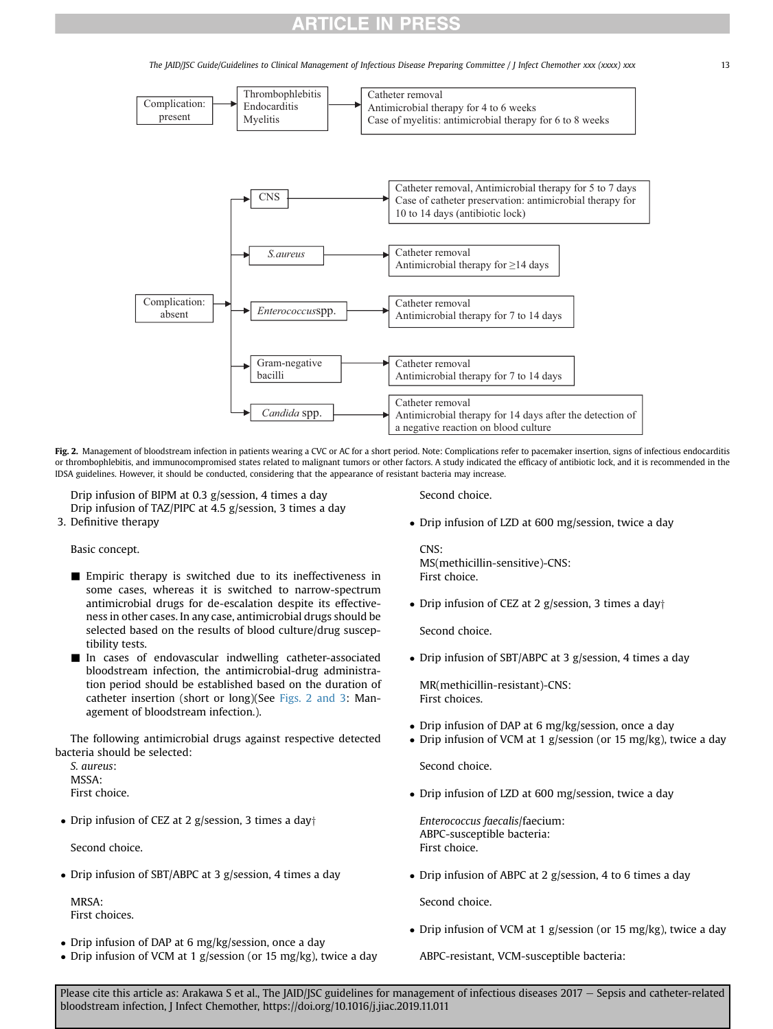Complication: present → Thrombophlebitis / Endocarditis / Myelitis → Catheter removal; Antimicrobial therapy for 4 to 6 weeks; Case of myelitis: antimicrobial therapy for 6 to 8 weeks

Complication: absent →
- CNS → Catheter removal, Antimicrobial therapy for 5 to 7 days; Case of catheter preservation: antimicrobial therapy for 10 to 14 days (antibiotic lock)
- *S.aureus* → Catheter removal; Antimicrobial therapy for ≥14 days
- *Enterococcus*spp. → Catheter removal; Antimicrobial therapy for 7 to 14 days
- Gram-negative bacilli → Catheter removal; Antimicrobial therapy for 7 to 14 days
- *Candida* spp. → Catheter removal; Antimicrobial therapy for 14 days after the detection of a negative reaction on blood culture

**Fig. 2.** Management of bloodstream infection in patients wearing a CVC or AC for a short period. Note: Complications refer to pacemaker insertion, signs of infectious endocarditis or thrombophlebitis, and immunocompromised states related to malignant tumors or other factors. A study indicated the efficacy of antibiotic lock, and it is recommended in the IDSA guidelines. However, it should be conducted, considering that the appearance of resistant bacteria may increase.

Drip infusion of BIPM at 0.3 g/session, 4 times a day
Drip infusion of TAZ/PIPC at 4.5 g/session, 3 times a day

3. Definitive therapy

Basic concept.

- Empiric therapy is switched due to its ineffectiveness in some cases, whereas it is switched to narrow-spectrum antimicrobial drugs for de-escalation despite its effectiveness in other cases. In any case, antimicrobial drugs should be selected based on the results of blood culture/drug susceptibility tests.
- In cases of endovascular indwelling catheter-associated bloodstream infection, the antimicrobial-drug administration period should be established based on the duration of catheter insertion (short or long)(See Figs. 2 and 3: Management of bloodstream infection.).

The following antimicrobial drugs against respective detected bacteria should be selected:

*S. aureus*:
MSSA:
First choice.

- Drip infusion of CEZ at 2 g/session, 3 times a day†

Second choice.

- Drip infusion of SBT/ABPC at 3 g/session, 4 times a day

MRSA:
First choices.

- Drip infusion of DAP at 6 mg/kg/session, once a day
- Drip infusion of VCM at 1 g/session (or 15 mg/kg), twice a day

Second choice.

- Drip infusion of LZD at 600 mg/session, twice a day

CNS:
MS(methicillin-sensitive)-CNS:
First choice.

- Drip infusion of CEZ at 2 g/session, 3 times a day†

Second choice.

- Drip infusion of SBT/ABPC at 3 g/session, 4 times a day

MR(methicillin-resistant)-CNS:
First choices.

- Drip infusion of DAP at 6 mg/kg/session, once a day
- Drip infusion of VCM at 1 g/session (or 15 mg/kg), twice a day

Second choice.

- Drip infusion of LZD at 600 mg/session, twice a day

*Enterococcus faecalis*/faecium:
ABPC-susceptible bacteria:
First choice.

- Drip infusion of ABPC at 2 g/session, 4 to 6 times a day

Second choice.

- Drip infusion of VCM at 1 g/session (or 15 mg/kg), twice a day

ABPC-resistant, VCM-susceptible bacteria: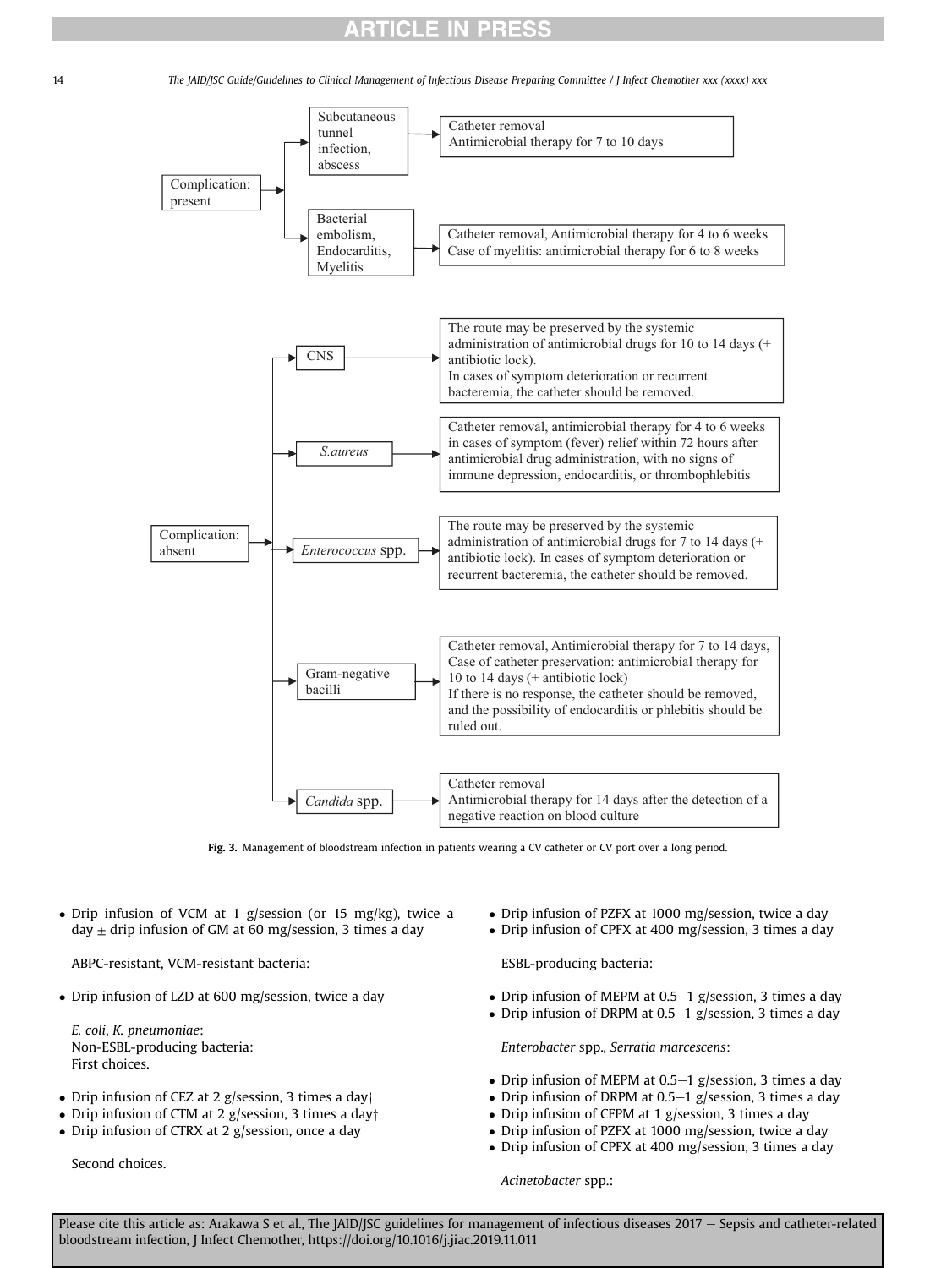Complication: present

- Subcutaneous tunnel infection, abscess → Catheter removal. Antimicrobial therapy for 7 to 10 days
- Bacterial embolism, Endocarditis, Myelitis → Catheter removal, Antimicrobial therapy for 4 to 6 weeks. Case of myelitis: antimicrobial therapy for 6 to 8 weeks

Complication: absent

- CNS → The route may be preserved by the systemic administration of antimicrobial drugs for 10 to 14 days (+ antibiotic lock). In cases of symptom deterioration or recurrent bacteremia, the catheter should be removed.
- *S.aureus* → Catheter removal, antimicrobial therapy for 4 to 6 weeks in cases of symptom (fever) relief within 72 hours after antimicrobial drug administration, with no signs of immune depression, endocarditis, or thrombophlebitis
- *Enterococcus* spp. → The route may be preserved by the systemic administration of antimicrobial drugs for 7 to 14 days (+ antibiotic lock). In cases of symptom deterioration or recurrent bacteremia, the catheter should be removed.
- Gram-negative bacilli → Catheter removal, Antimicrobial therapy for 7 to 14 days, Case of catheter preservation: antimicrobial therapy for 10 to 14 days (+ antibiotic lock). If there is no response, the catheter should be removed, and the possibility of endocarditis or phlebitis should be ruled out.
- *Candida* spp. → Catheter removal. Antimicrobial therapy for 14 days after the detection of a negative reaction on blood culture

**Fig. 3.** Management of bloodstream infection in patients wearing a CV catheter or CV port over a long period.

- Drip infusion of VCM at 1 g/session (or 15 mg/kg), twice a day ± drip infusion of GM at 60 mg/session, 3 times a day

ABPC-resistant, VCM-resistant bacteria:

- Drip infusion of LZD at 600 mg/session, twice a day

*E. coli*, *K. pneumoniae*:
Non-ESBL-producing bacteria:
First choices.

- Drip infusion of CEZ at 2 g/session, 3 times a day†
- Drip infusion of CTM at 2 g/session, 3 times a day†
- Drip infusion of CTRX at 2 g/session, once a day

Second choices.

- Drip infusion of PZFX at 1000 mg/session, twice a day
- Drip infusion of CPFX at 400 mg/session, 3 times a day

ESBL-producing bacteria:

- Drip infusion of MEPM at 0.5–1 g/session, 3 times a day
- Drip infusion of DRPM at 0.5–1 g/session, 3 times a day

*Enterobacter* spp., *Serratia marcescens*:

- Drip infusion of MEPM at 0.5–1 g/session, 3 times a day
- Drip infusion of DRPM at 0.5–1 g/session, 3 times a day
- Drip infusion of CFPM at 1 g/session, 3 times a day
- Drip infusion of PZFX at 1000 mg/session, twice a day
- Drip infusion of CPFX at 400 mg/session, 3 times a day

*Acinetobacter* spp.: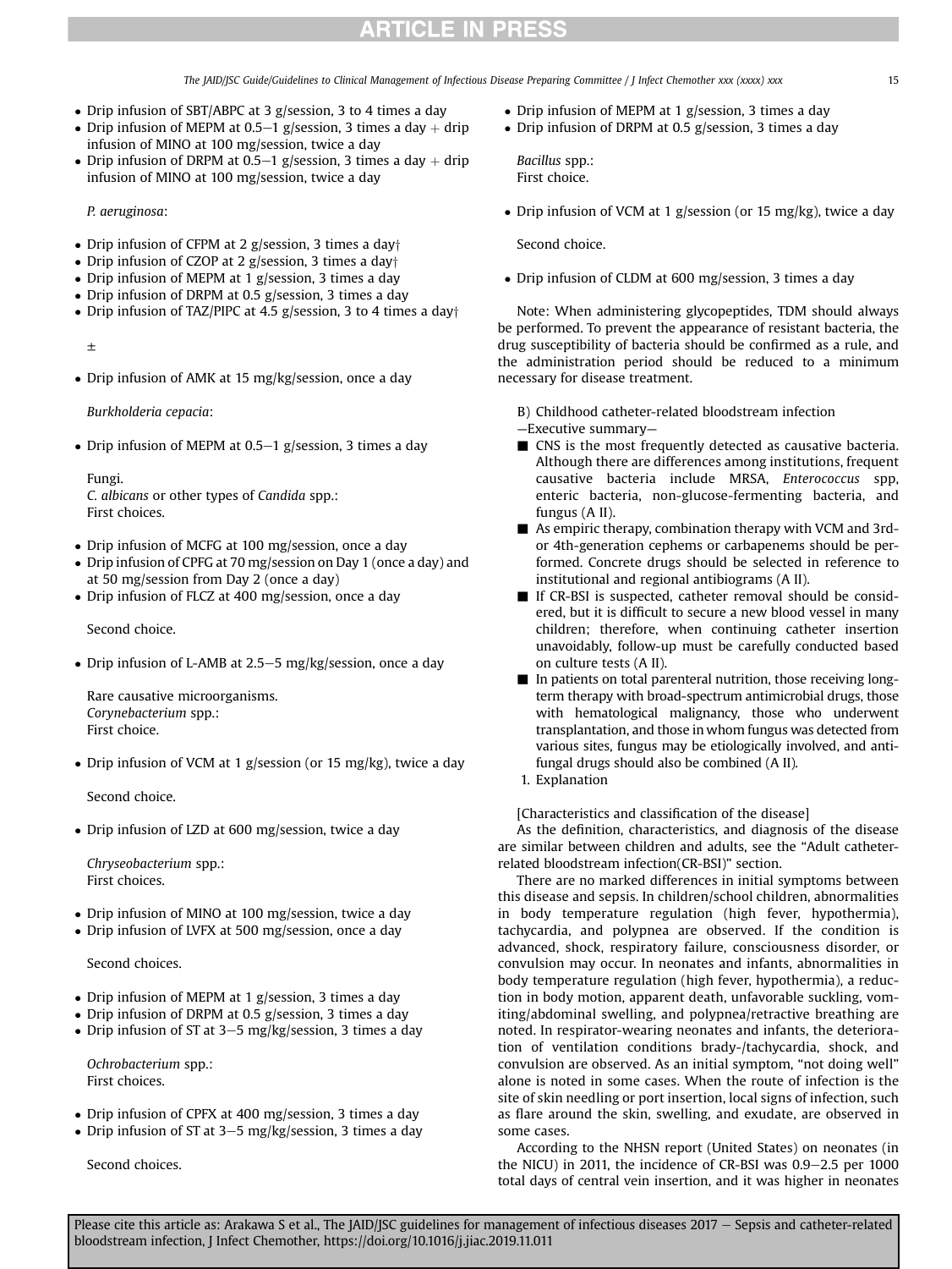- Drip infusion of SBT/ABPC at 3 g/session, 3 to 4 times a day
- Drip infusion of MEPM at 0.5–1 g/session, 3 times a day + drip infusion of MINO at 100 mg/session, twice a day
- Drip infusion of DRPM at 0.5–1 g/session, 3 times a day + drip infusion of MINO at 100 mg/session, twice a day

*P. aeruginosa*:

- Drip infusion of CFPM at 2 g/session, 3 times a day†
- Drip infusion of CZOP at 2 g/session, 3 times a day†
- Drip infusion of MEPM at 1 g/session, 3 times a day
- Drip infusion of DRPM at 0.5 g/session, 3 times a day
- Drip infusion of TAZ/PIPC at 4.5 g/session, 3 to 4 times a day†

±

- Drip infusion of AMK at 15 mg/kg/session, once a day

*Burkholderia cepacia*:

- Drip infusion of MEPM at 0.5–1 g/session, 3 times a day

Fungi.
*C. albicans* or other types of *Candida* spp.:
First choices.

- Drip infusion of MCFG at 100 mg/session, once a day
- Drip infusion of CPFG at 70 mg/session on Day 1 (once a day) and at 50 mg/session from Day 2 (once a day)
- Drip infusion of FLCZ at 400 mg/session, once a day

Second choice.

- Drip infusion of L-AMB at 2.5–5 mg/kg/session, once a day

Rare causative microorganisms.
*Corynebacterium* spp.:
First choice.

- Drip infusion of VCM at 1 g/session (or 15 mg/kg), twice a day

Second choice.

- Drip infusion of LZD at 600 mg/session, twice a day

*Chryseobacterium* spp.:
First choices.

- Drip infusion of MINO at 100 mg/session, twice a day
- Drip infusion of LVFX at 500 mg/session, once a day

Second choices.

- Drip infusion of MEPM at 1 g/session, 3 times a day
- Drip infusion of DRPM at 0.5 g/session, 3 times a day
- Drip infusion of ST at 3–5 mg/kg/session, 3 times a day

*Ochrobacterium* spp.:
First choices.

- Drip infusion of CPFX at 400 mg/session, 3 times a day
- Drip infusion of ST at 3–5 mg/kg/session, 3 times a day

Second choices.

- Drip infusion of MEPM at 1 g/session, 3 times a day
- Drip infusion of DRPM at 0.5 g/session, 3 times a day

*Bacillus* spp.:
First choice.

- Drip infusion of VCM at 1 g/session (or 15 mg/kg), twice a day

Second choice.

- Drip infusion of CLDM at 600 mg/session, 3 times a day

Note: When administering glycopeptides, TDM should always be performed. To prevent the appearance of resistant bacteria, the drug susceptibility of bacteria should be confirmed as a rule, and the administration period should be reduced to a minimum necessary for disease treatment.

B) Childhood catheter-related bloodstream infection
—Executive summary—

- CNS is the most frequently detected as causative bacteria. Although there are differences among institutions, frequent causative bacteria include MRSA, *Enterococcus* spp, enteric bacteria, non-glucose-fermenting bacteria, and fungus (A II).
- As empiric therapy, combination therapy with VCM and 3rd- or 4th-generation cephems or carbapenems should be performed. Concrete drugs should be selected in reference to institutional and regional antibiograms (A II).
- If CR-BSI is suspected, catheter removal should be considered, but it is difficult to secure a new blood vessel in many children; therefore, when continuing catheter insertion unavoidably, follow-up must be carefully conducted based on culture tests (A II).
- In patients on total parenteral nutrition, those receiving long-term therapy with broad-spectrum antimicrobial drugs, those with hematological malignancy, those who underwent transplantation, and those in whom fungus was detected from various sites, fungus may be etiologically involved, and antifungal drugs should also be combined (A II).

1. Explanation

[Characteristics and classification of the disease]

As the definition, characteristics, and diagnosis of the disease are similar between children and adults, see the "Adult catheter-related bloodstream infection(CR-BSI)" section.

There are no marked differences in initial symptoms between this disease and sepsis. In children/school children, abnormalities in body temperature regulation (high fever, hypothermia), tachycardia, and polypnea are observed. If the condition is advanced, shock, respiratory failure, consciousness disorder, or convulsion may occur. In neonates and infants, abnormalities in body temperature regulation (high fever, hypothermia), a reduction in body motion, apparent death, unfavorable suckling, vomiting/abdominal swelling, and polypnea/retractive breathing are noted. In respirator-wearing neonates and infants, the deterioration of ventilation conditions brady-/tachycardia, shock, and convulsion are observed. As an initial symptom, "not doing well" alone is noted in some cases. When the route of infection is the site of skin needling or port insertion, local signs of infection, such as flare around the skin, swelling, and exudate, are observed in some cases.

According to the NHSN report (United States) on neonates (in the NICU) in 2011, the incidence of CR-BSI was 0.9–2.5 per 1000 total days of central vein insertion, and it was higher in neonates

Please cite this article as: Arakawa S et al., The JAID/JSC guidelines for management of infectious diseases 2017 — Sepsis and catheter-related bloodstream infection, J Infect Chemother, https://doi.org/10.1016/j.jiac.2019.11.011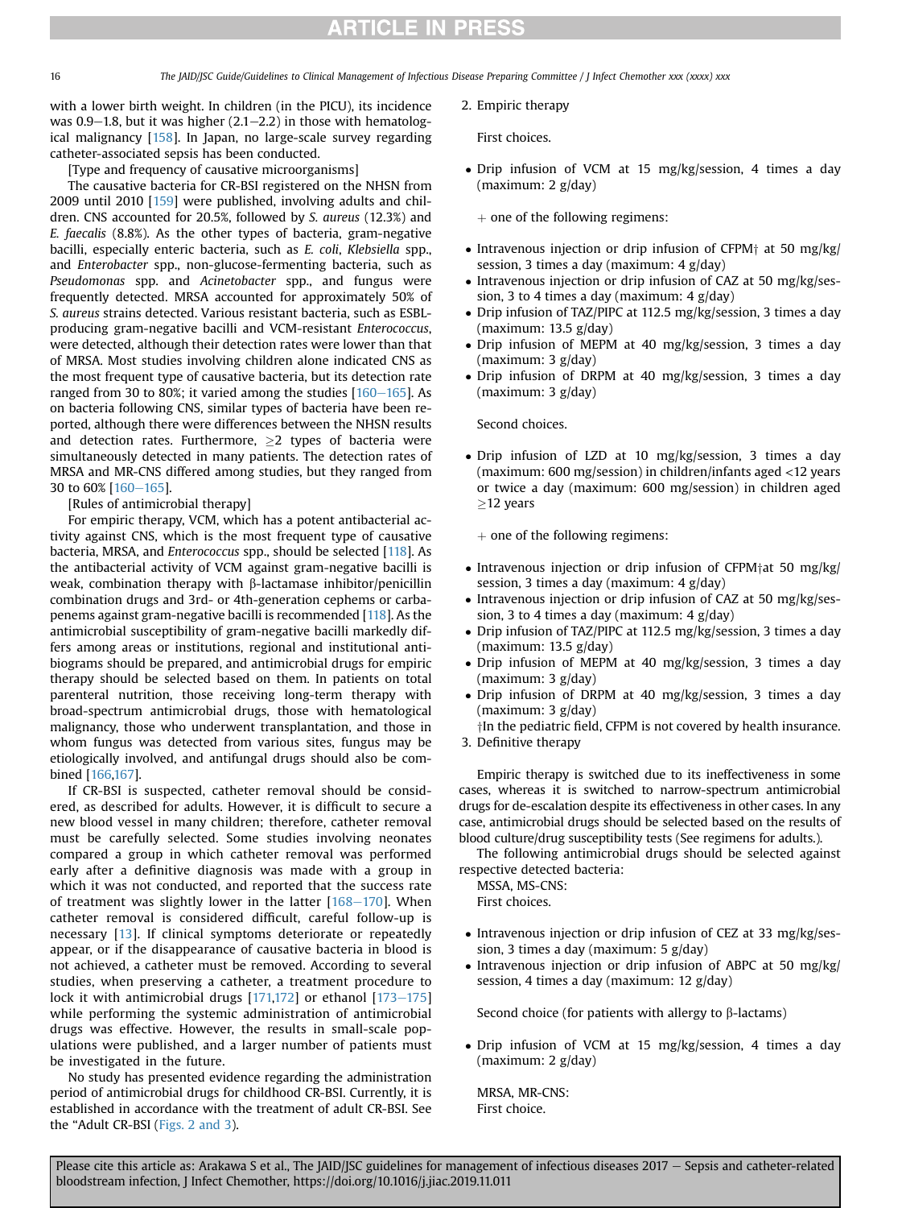with a lower birth weight. In children (in the PICU), its incidence was 0.9–1.8, but it was higher (2.1–2.2) in those with hematological malignancy [158]. In Japan, no large-scale survey regarding catheter-associated sepsis has been conducted.

[Type and frequency of causative microorganisms]

The causative bacteria for CR-BSI registered on the NHSN from 2009 until 2010 [159] were published, involving adults and children. CNS accounted for 20.5%, followed by *S. aureus* (12.3%) and *E. faecalis* (8.8%). As the other types of bacteria, gram-negative bacilli, especially enteric bacteria, such as *E. coli*, *Klebsiella* spp., and *Enterobacter* spp., non-glucose-fermenting bacteria, such as *Pseudomonas* spp. and *Acinetobacter* spp., and fungus were frequently detected. MRSA accounted for approximately 50% of *S. aureus* strains detected. Various resistant bacteria, such as ESBL-producing gram-negative bacilli and VCM-resistant *Enterococcus*, were detected, although their detection rates were lower than that of MRSA. Most studies involving children alone indicated CNS as the most frequent type of causative bacteria, but its detection rate ranged from 30 to 80%; it varied among the studies [160–165]. As on bacteria following CNS, similar types of bacteria have been reported, although there were differences between the NHSN results and detection rates. Furthermore, ≥2 types of bacteria were simultaneously detected in many patients. The detection rates of MRSA and MR-CNS differed among studies, but they ranged from 30 to 60% [160–165].

[Rules of antimicrobial therapy]

For empiric therapy, VCM, which has a potent antibacterial activity against CNS, which is the most frequent type of causative bacteria, MRSA, and *Enterococcus* spp., should be selected [118]. As the antibacterial activity of VCM against gram-negative bacilli is weak, combination therapy with β-lactamase inhibitor/penicillin combination drugs and 3rd- or 4th-generation cephems or carbapenems against gram-negative bacilli is recommended [118]. As the antimicrobial susceptibility of gram-negative bacilli markedly differs among areas or institutions, regional and institutional antibiograms should be prepared, and antimicrobial drugs for empiric therapy should be selected based on them. In patients on total parenteral nutrition, those receiving long-term therapy with broad-spectrum antimicrobial drugs, those with hematological malignancy, those who underwent transplantation, and those in whom fungus was detected from various sites, fungus may be etiologically involved, and antifungal drugs should also be combined [166,167].

If CR-BSI is suspected, catheter removal should be considered, as described for adults. However, it is difficult to secure a new blood vessel in many children; therefore, catheter removal must be carefully selected. Some studies involving neonates compared a group in which catheter removal was performed early after a definitive diagnosis was made with a group in which it was not conducted, and reported that the success rate of treatment was slightly lower in the latter [168–170]. When catheter removal is considered difficult, careful follow-up is necessary [13]. If clinical symptoms deteriorate or repeatedly appear, or if the disappearance of causative bacteria in blood is not achieved, a catheter must be removed. According to several studies, when preserving a catheter, a treatment procedure to lock it with antimicrobial drugs [171,172] or ethanol [173–175] while performing the systemic administration of antimicrobial drugs was effective. However, the results in small-scale populations were published, and a larger number of patients must be investigated in the future.

No study has presented evidence regarding the administration period of antimicrobial drugs for childhood CR-BSI. Currently, it is established in accordance with the treatment of adult CR-BSI. See the "Adult CR-BSI (Figs. 2 and 3).

2. Empiric therapy

First choices.

- Drip infusion of VCM at 15 mg/kg/session, 4 times a day (maximum: 2 g/day)

+ one of the following regimens:

- Intravenous injection or drip infusion of CFPM† at 50 mg/kg/session, 3 times a day (maximum: 4 g/day)
- Intravenous injection or drip infusion of CAZ at 50 mg/kg/session, 3 to 4 times a day (maximum: 4 g/day)
- Drip infusion of TAZ/PIPC at 112.5 mg/kg/session, 3 times a day (maximum: 13.5 g/day)
- Drip infusion of MEPM at 40 mg/kg/session, 3 times a day (maximum: 3 g/day)
- Drip infusion of DRPM at 40 mg/kg/session, 3 times a day (maximum: 3 g/day)

Second choices.

- Drip infusion of LZD at 10 mg/kg/session, 3 times a day (maximum: 600 mg/session) in children/infants aged <12 years or twice a day (maximum: 600 mg/session) in children aged ≥12 years

+ one of the following regimens:

- Intravenous injection or drip infusion of CFPM† at 50 mg/kg/session, 3 times a day (maximum: 4 g/day)
- Intravenous injection or drip infusion of CAZ at 50 mg/kg/session, 3 to 4 times a day (maximum: 4 g/day)
- Drip infusion of TAZ/PIPC at 112.5 mg/kg/session, 3 times a day (maximum: 13.5 g/day)
- Drip infusion of MEPM at 40 mg/kg/session, 3 times a day (maximum: 3 g/day)
- Drip infusion of DRPM at 40 mg/kg/session, 3 times a day (maximum: 3 g/day)

†In the pediatric field, CFPM is not covered by health insurance.

3. Definitive therapy

Empiric therapy is switched due to its ineffectiveness in some cases, whereas it is switched to narrow-spectrum antimicrobial drugs for de-escalation despite its effectiveness in other cases. In any case, antimicrobial drugs should be selected based on the results of blood culture/drug susceptibility tests (See regimens for adults.).

The following antimicrobial drugs should be selected against respective detected bacteria:

MSSA, MS-CNS:

First choices.

- Intravenous injection or drip infusion of CEZ at 33 mg/kg/session, 3 times a day (maximum: 5 g/day)
- Intravenous injection or drip infusion of ABPC at 50 mg/kg/session, 4 times a day (maximum: 12 g/day)

Second choice (for patients with allergy to β-lactams)

- Drip infusion of VCM at 15 mg/kg/session, 4 times a day (maximum: 2 g/day)

MRSA, MR-CNS:

First choice.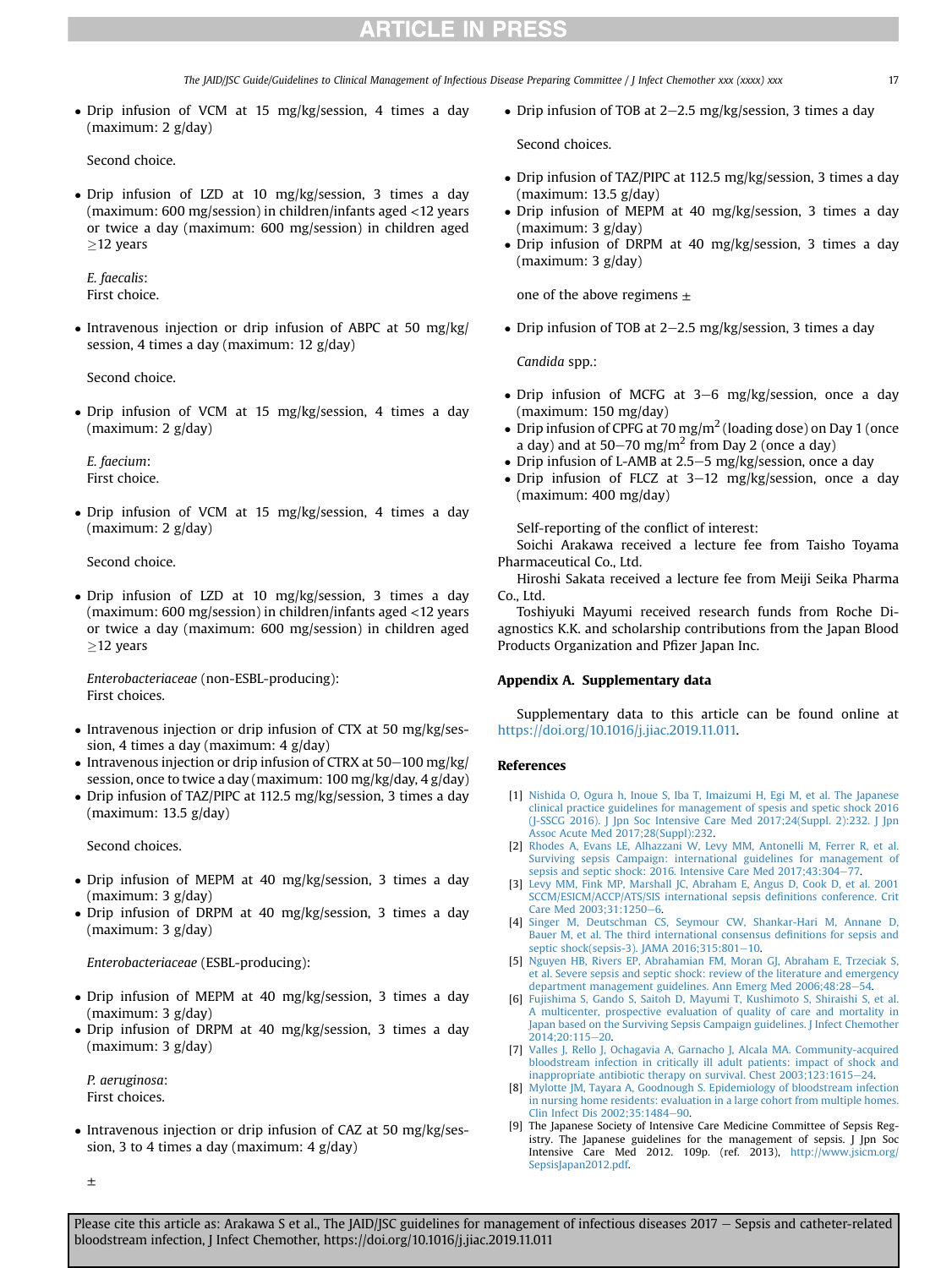- Drip infusion of VCM at 15 mg/kg/session, 4 times a day (maximum: 2 g/day)

Second choice.

- Drip infusion of LZD at 10 mg/kg/session, 3 times a day (maximum: 600 mg/session) in children/infants aged <12 years or twice a day (maximum: 600 mg/session) in children aged ≥12 years

*E. faecalis*:
First choice.

- Intravenous injection or drip infusion of ABPC at 50 mg/kg/session, 4 times a day (maximum: 12 g/day)

Second choice.

- Drip infusion of VCM at 15 mg/kg/session, 4 times a day (maximum: 2 g/day)

*E. faecium*:
First choice.

- Drip infusion of VCM at 15 mg/kg/session, 4 times a day (maximum: 2 g/day)

Second choice.

- Drip infusion of LZD at 10 mg/kg/session, 3 times a day (maximum: 600 mg/session) in children/infants aged <12 years or twice a day (maximum: 600 mg/session) in children aged ≥12 years

*Enterobacteriaceae* (non-ESBL-producing):
First choices.

- Intravenous injection or drip infusion of CTX at 50 mg/kg/session, 4 times a day (maximum: 4 g/day)
- Intravenous injection or drip infusion of CTRX at 50–100 mg/kg/session, once to twice a day (maximum: 100 mg/kg/day, 4 g/day)
- Drip infusion of TAZ/PIPC at 112.5 mg/kg/session, 3 times a day (maximum: 13.5 g/day)

Second choices.

- Drip infusion of MEPM at 40 mg/kg/session, 3 times a day (maximum: 3 g/day)
- Drip infusion of DRPM at 40 mg/kg/session, 3 times a day (maximum: 3 g/day)

*Enterobacteriaceae* (ESBL-producing):

- Drip infusion of MEPM at 40 mg/kg/session, 3 times a day (maximum: 3 g/day)
- Drip infusion of DRPM at 40 mg/kg/session, 3 times a day (maximum: 3 g/day)

*P. aeruginosa*:
First choices.

- Intravenous injection or drip infusion of CAZ at 50 mg/kg/session, 3 to 4 times a day (maximum: 4 g/day)

±

- Drip infusion of TOB at 2–2.5 mg/kg/session, 3 times a day

Second choices.

- Drip infusion of TAZ/PIPC at 112.5 mg/kg/session, 3 times a day (maximum: 13.5 g/day)
- Drip infusion of MEPM at 40 mg/kg/session, 3 times a day (maximum: 3 g/day)
- Drip infusion of DRPM at 40 mg/kg/session, 3 times a day (maximum: 3 g/day)

one of the above regimens ±

- Drip infusion of TOB at 2–2.5 mg/kg/session, 3 times a day

*Candida* spp.:

- Drip infusion of MCFG at 3–6 mg/kg/session, once a day (maximum: 150 mg/day)
- Drip infusion of CPFG at 70 mg/m$^2$ (loading dose) on Day 1 (once a day) and at 50–70 mg/m$^2$ from Day 2 (once a day)
- Drip infusion of L-AMB at 2.5–5 mg/kg/session, once a day
- Drip infusion of FLCZ at 3–12 mg/kg/session, once a day (maximum: 400 mg/day)

Self-reporting of the conflict of interest:

Soichi Arakawa received a lecture fee from Taisho Toyama Pharmaceutical Co., Ltd.

Hiroshi Sakata received a lecture fee from Meiji Seika Pharma Co., Ltd.

Toshiyuki Mayumi received research funds from Roche Diagnostics K.K. and scholarship contributions from the Japan Blood Products Organization and Pfizer Japan Inc.

### Appendix A. Supplementary data

Supplementary data to this article can be found online at https://doi.org/10.1016/j.jiac.2019.11.011.

### References

[1] Nishida O, Ogura h, Inoue S, Iba T, Imaizumi H, Egi M, et al. The Japanese clinical practice guidelines for management of sepsis and spetic shock 2016 (J-SSCG 2016). J Jpn Soc Intensive Care Med 2017;24(Suppl. 2):232. J Jpn Assoc Acute Med 2017;28(Suppl):232.

[2] Rhodes A, Evans LE, Alhazzani W, Levy MM, Antonelli M, Ferrer R, et al. Surviving sepsis Campaign: international guidelines for management of sepsis and septic shock: 2016. Intensive Care Med 2017;43:304–77.

[3] Levy MM, Fink MP, Marshall JC, Abraham E, Angus D, Cook D, et al. 2001 SCCM/ESICM/ACCP/ATS/SIS international sepsis definitions conference. Crit Care Med 2003;31:1250–6.

[4] Singer M, Deutschman CS, Seymour CW, Shankar-Hari M, Annane D, Bauer M, et al. The third international consensus definitions for sepsis and septic shock(sepsis-3). JAMA 2016;315:801–10.

[5] Nguyen HB, Rivers EP, Abrahamian FM, Moran GJ, Abraham E, Trzeciak S, et al. Severe sepsis and septic shock: review of the literature and emergency department management guidelines. Ann Emerg Med 2006;48:28–54.

[6] Fujishima S, Gando S, Saitoh D, Mayumi T, Kushimoto S, Shiraishi S, et al. A multicenter, prospective evaluation of quality of care and mortality in Japan based on the Surviving Sepsis Campaign guidelines. J Infect Chemother 2014;20:115–20.

[7] Valles J, Rello J, Ochagavia A, Garnacho J, Alcala MA. Community-acquired bloodstream infection in critically ill adult patients: impact of shock and inappropriate antibiotic therapy on survival. Chest 2003;123:1615–24.

[8] Mylotte JM, Tayara A, Goodnough S. Epidemiology of bloodstream infection in nursing home residents: evaluation in a large cohort from multiple homes. Clin Infect Dis 2002;35:1484–90.

[9] The Japanese Society of Intensive Care Medicine Committee of Sepsis Registry. The Japanese guidelines for the management of sepsis. J Jpn Soc Intensive Care Med 2012. 109p. (ref. 2013), http://www.jsicm.org/SepsisJapan2012.pdf.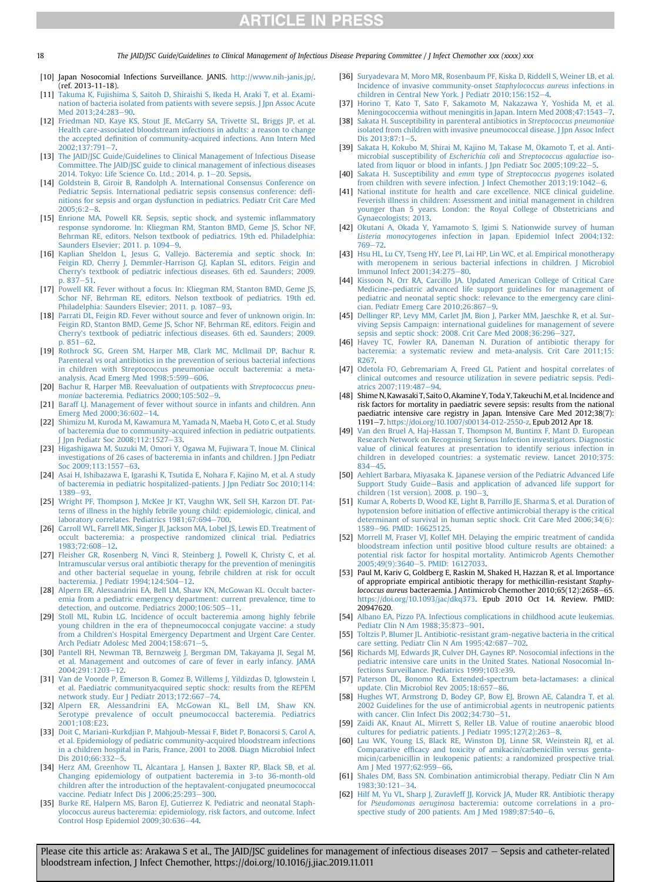[10] Japan Nosocomial Infections Surveillance. JANIS. http://www.nih-janis.jp/. (ref. 2013-11-18).

[11] Takuma K, Fujishima S, Saitoh D, Shiraishi S, Ikeda H, Araki T, et al. Examination of bacteria isolated from patients with severe sepsis. J Jpn Assoc Acute Med 2013;24:283–90.

[12] Friedman ND, Kaye KS, Stout JE, McGarry SA, Trivette SL, Briggs JP, et al. Health care-associated bloodstream infections in adults: a reason to change the accepted definition of community-acquired infections. Ann Intern Med 2002;137:791–7.

[13] The JAID/JSC Guide/Guidelines to Clinical Management of Infectious Disease Committee. The JAID/JSC guide to clinical management of infectious diseases 2014. Tokyo: Life Science Co. Ltd.; 2014. p. 1–20. Sepsis.

[14] Goldstein B, Giroir B, Randolph A. International Consensus Conference on Pediatric Sepsis. International pediatric sepsis consensus conference: definitions for sepsis and organ dysfunction in pediatrics. Pediatr Crit Care Med 2005;6:2–8.

[15] Enrione MA, Powell KR. Sepsis, septic shock, and systemic inflammatory response syndorome. In: Kliegman RM, Stanton BMD, Geme JS, Schor NF, Behrman RE, editors. Nelson textbook of pediatrics. 19th ed. Philadelphia: Saunders Elsevier; 2011. p. 1094–9.

[16] Kaplian Sheldon L, Jesus G, Vallejo. Bacteremia and septic shock. In: Feigin RD, Cherry J, Demmler-Harrison GJ, Kaplan SL, editors. Feigin and Cherry's textbook of pediatric infectious diseases. 6th ed. Saunders; 2009. p. 837–51.

[17] Powell KR. Fever without a focus. In: Kliegman RM, Stanton BMD, Geme JS, Schor NF, Behrman RE, editors. Nelson textbook of pediatrics. 19th ed. Philadelphia: Saunders Elsevier; 2011. p. 1087–93.

[18] Parrati DL, Feigin RD. Fever without source and fever of unknown origin. In: Feigin RD, Stanton BMD, Geme JS, Schor NF, Behrman RE, editors. Feigin and Cherry's textbook of pediatric infectious diseases. 6th ed. Saunders; 2009. p. 851–62.

[19] Rothrock SG, Green SM, Harper MB, Clark MC, Mcllmail DP, Bachur R. Parenteral vs oral antibiotics in the prevention of serious bacterial infections in children with Streptococcus pneumoniae occult bacteremia: a meta-analysis. Acad Emerg Med 1998;5:599–606.

[20] Bachur R, Harper MB. Reevaluation of outpatients with *Streptococcus pneumoniae* bacteremia. Pediatrics 2000;105:502–9.

[21] Baraff LJ. Management of fever without source in infants and children. Ann Emerg Med 2000;36:602–14.

[22] Shimizu M, Kuroda M, Kawamura M, Yamada N, Maeba H, Goto C, et al. Study of bacteremia due to community-acquired infection in pediatric outpatients. J Jpn Pediatr Soc 2008;112:1527–33.

[23] Higashigawa M, Suzuki M, Omori Y, Ogawa M, Fujiwara T, Inoue M. Clinical investigations of 26 cases of bacteremia in infants and children. J Jpn Pediatr Soc 2009;113:1557–63.

[24] Asai H, Ishibazawa E, Igarashi K, Tsutida E, Nohara F, Kajino M, et al. A study of bacteremia in pediatric hospitalized-patients. J Jpn Pediatr Soc 2010;114:1389–93.

[25] Wright PF, Thompson J, McKee Jr KT, Vaughn WK, Sell SH, Karzon DT. Patterns of illness in the highly febrile young child: epidemiologic, clinical, and laboratory correlates. Pediatrics 1981;67:694–700.

[26] Carroll WL, Farrell MK, Singer JI, Jackson MA, Lobel JS, Lewis ED. Treatment of occult bacteremia: a prospective randomized clinical trial. Pediatrics 1983;72:608–12.

[27] Fleisher GR, Rosenberg N, Vinci R, Steinberg J, Powell K, Christy C, et al. Intramuscular versus oral antibiotic therapy for the prevention of meningitis and other bacterial sequelae in young, febrile children at risk for occult bacteremia. J Pediatr 1994;124:504–12.

[28] Alpern ER, Alessandrini EA, Bell LM, Shaw KN, McGowan KL. Occult bacteremia from a pediatric emergency department: current prevalence, time to detection, and outcome. Pediatrics 2000;106:505–11.

[29] Stoll ML, Rubin LG. Incidence of occult bacteremia among highly febrile young children in the era of thepneumococcal conjugate vaccine: a study from a Children's Hospital Emergency Department and Urgent Care Center. Arch Pediatr Adolesc Med 2004;158:671–5.

[30] Pantell RH, Newman TB, Bernzweig J, Bergman DM, Takayama JI, Segal M, et al. Management and outcomes of care of fever in early infancy. JAMA 2004;291:1203–12.

[31] Van de Voorde P, Emerson B, Gomez B, Willems J, Yildizdas D, Iglowstein I, et al. Paediatric communityacquired septic shock: results from the REPEM network study. Eur J Pediatr 2013;172:667–74.

[32] Alpern ER, Alessandrini EA, McGowan KL, Bell LM, Shaw KN. Serotype prevalence of occult pneumococcal bacteremia. Pediatrics 2001;108:E23.

[33] Doit C, Mariani-Kurkdjian P, Mahjoub-Messai F, Bidet P, Bonacorsi S, Carol A, et al. Epidemiology of pediatric community-acquired bloodstream infections in a children hospital in Paris, France, 2001 to 2008. Diagn Microbiol Infect Dis 2010;66:332–5.

[34] Herz AM, Greenhow TL, Alcantara J, Hansen J, Baxter RP, Black SB, et al. Changing epidemiology of outpatient bacteremia in 3-to 36-month-old children after the introduction of the heptavalent-conjugated pneumococcal vaccine. Pediatr Infect Dis J 2006;25:293–300.

[35] Burke RE, Halpern MS, Baron EJ, Gutierrez K. Pediatric and neonatal Staphylococcus aureus bacteremia: epidemiology, risk factors, and outcome. Infect Control Hosp Epidemiol 2009;30:636–44.

[36] Suryadevara M, Moro MR, Rosenbaum PF, Kiska D, Riddell S, Weiner LB, et al. Incidence of invasive community-onset *Staphylococcus aureus* infections in children in Central New York. J Pediatr 2010;156:152–4.

[37] Horino T, Kato T, Sato F, Sakamoto M, Nakazawa Y, Yoshida M, et al. Meningococcemia without meningitis in Japan. Intern Med 2008;47:1543–7.

[38] Sakata H. Susceptibility in parenteral antibiotics in *Streptococcus pneumoniae* isolated from children with invasive pneumococcal disease. J Jpn Assoc Infect Dis 2013;87:1–5.

[39] Sakata H, Kokubo M, Shirai M, Kajino M, Takase M, Okamoto T, et al. Antimicrobial susceptibility of *Escherichia coli* and *Streptococcus agalactiae* isolated from liquor or blood in infants. J Jpn Pediatr Soc 2005;109:22–5.

[40] Sakata H. Susceptibility and *emm* type of *Streptococcus pyogenes* isolated from children with severe infection. J Infect Chemother 2013;19:1042–6.

[41] National institute for health and care excellence. NICE clinical guideline. Feverish illness in children: Assessment and initial management in children younger than 5 years. London: the Royal College of Obstetricians and Gynaecologists; 2013.

[42] Okutani A, Okada Y, Yamamoto S, Igimi S. Nationwide survey of human *Listeria monocytogenes* infection in Japan. Epidemiol Infect 2004;132:769–72.

[43] Hsu HL, Lu CY, Tseng HY, Lee PI, Lai HP, Lin WC, et al. Empirical monotherapy with meropenem in serious bacterial infections in children. J Microbiol Immunol Infect 2001;34:275–80.

[44] Kissoon N, Orr RA, Carcillo JA. Updated American College of Critical Care Medicine–pediatric advanced life support guidelines for management of pediatric and neonatal septic shock: relevance to the emergency care clinician. Pediatr Emerg Care 2010;26:867–9.

[45] Dellinger RP, Levy MM, Carlet JM, Bion J, Parker MM, Jaeschke R, et al. Surviving Sepsis Campaign: international guidelines for management of severe sepsis and septic shock: 2008. Crit Care Med 2008;36:296–327.

[46] Havey TC, Fowler RA, Daneman N. Duration of antibiotic therapy for bacteremia: a systematic review and meta-analysis. Crit Care 2011;15:R267.

[47] Odetola FO, Gebremariam A, Freed GL. Patient and hospital correlates of clinical outcomes and resource utilization in severe pediatric sepsis. Pediatrics 2007;119:487–94.

[48] Shime N, Kawasaki T, Saito O, Akamine Y, Toda Y, Takeuchi M, et al. Incidence and risk factors for mortality in paediatric severe sepsis: results from the national paediatric intensive care registry in Japan. Intensive Care Med 2012;38(7):1191–7. https://doi.org/10.1007/s00134-012-2550-z. Epub 2012 Apr 18.

[49] Van den Bruel A, Haj-Hassan T, Thompson M, Buntinx F, Mant D. European Research Network on Recognising Serious Infection investigators. Diagnostic value of clinical features at presentation to identify serious infection in children in developed countries: a systematic review. Lancet 2010;375:834–45.

[50] Aehlert Barbara, Miyasaka K. Japanese version of the Pediatric Advanced Life Support Study Guide—Basis and application of advanced life support for children (1st version). 2008. p. 190–3.

[51] Kumar A, Roberts D, Wood KE, Light B, Parrillo JE, Sharma S, et al. Duration of hypotension before initiation of effective antimicrobial therapy is the critical determinant of survival in human septic shock. Crit Care Med 2006;34(6):1589–96. PMID: 16625125.

[52] Morrell M, Fraser VJ, Kollef MH. Delaying the empiric treatment of candida bloodstream infection until positive blood culture results are obtained: a potential risk factor for hospital mortality. Antimicrob Agents Chemother 2005;49(9):3640–5. PMID: 16127033.

[53] Paul M, Kariv G, Goldberg E, Raskin M, Shaked H, Hazzan R, et al. Importance of appropriate empirical antibiotic therapy for methicillin-resistant *Staphylococcus aureus* bacteraemia. J Antimicrob Chemother 2010;65(12):2658–65. https://doi.org/10.1093/jac/dkq373. Epub 2010 Oct 14. Review. PMID: 20947620.

[54] Albano EA, Pizzo PA. Infectious complications in childhood acute leukemias. Pediatr Clin N Am 1988;35:873–901.

[55] Toltzis P, Blumer JL. Antibiotic-resistant gram-negative bacteria in the critical care setting. Pediatr Clin N Am 1995;42:687–702.

[56] Richards MJ, Edwards JR, Culver DH, Gaynes RP. Nosocomial infections in the pediatric intensive care units in the United States. National Nosocomial Infections Surveillance. Pediatrics 1999;103:e39.

[57] Paterson DL, Bonomo RA. Extended-spectrum beta-lactamases: a clinical update. Clin Microbiol Rev 2005;18:657–86.

[58] Hughes WT, Armstrong D, Bodey GP, Bow EJ, Brown AE, Calandra T, et al. 2002 Guidelines for the use of antimicrobial agents in neutropenic patients with cancer. Clin Infect Dis 2002;34:730–51.

[59] Zaidi AK, Knaut AL, Mirrett S, Reller LB. Value of routine anaerobic blood cultures for pediatric patients. J Pediatr 1995;127(2):263–8.

[60] Lau WK, Young LS, Black RE, Winston DJ, Linne SR, Weinstein RJ, et al. Comparative efficacy and toxicity of amikacin/carbenicillin versus gentamicin/carbenicillin in leukopenic patients: a randomized prospective trial. Am J Med 1977;62:959–66.

[61] Shales DM, Bass SN. Combination antimicrobial therapy. Pediatr Clin N Am 1983;30:121–34.

[62] Hilf M, Yu VL, Sharp J, Zuravleff JJ, Korvick JA, Muder RR. Antibiotic therapy for *Pseudomonas aeruginosa* bacteremia: outcome correlations in a prospective study of 200 patients. Am J Med 1989;87:540–6.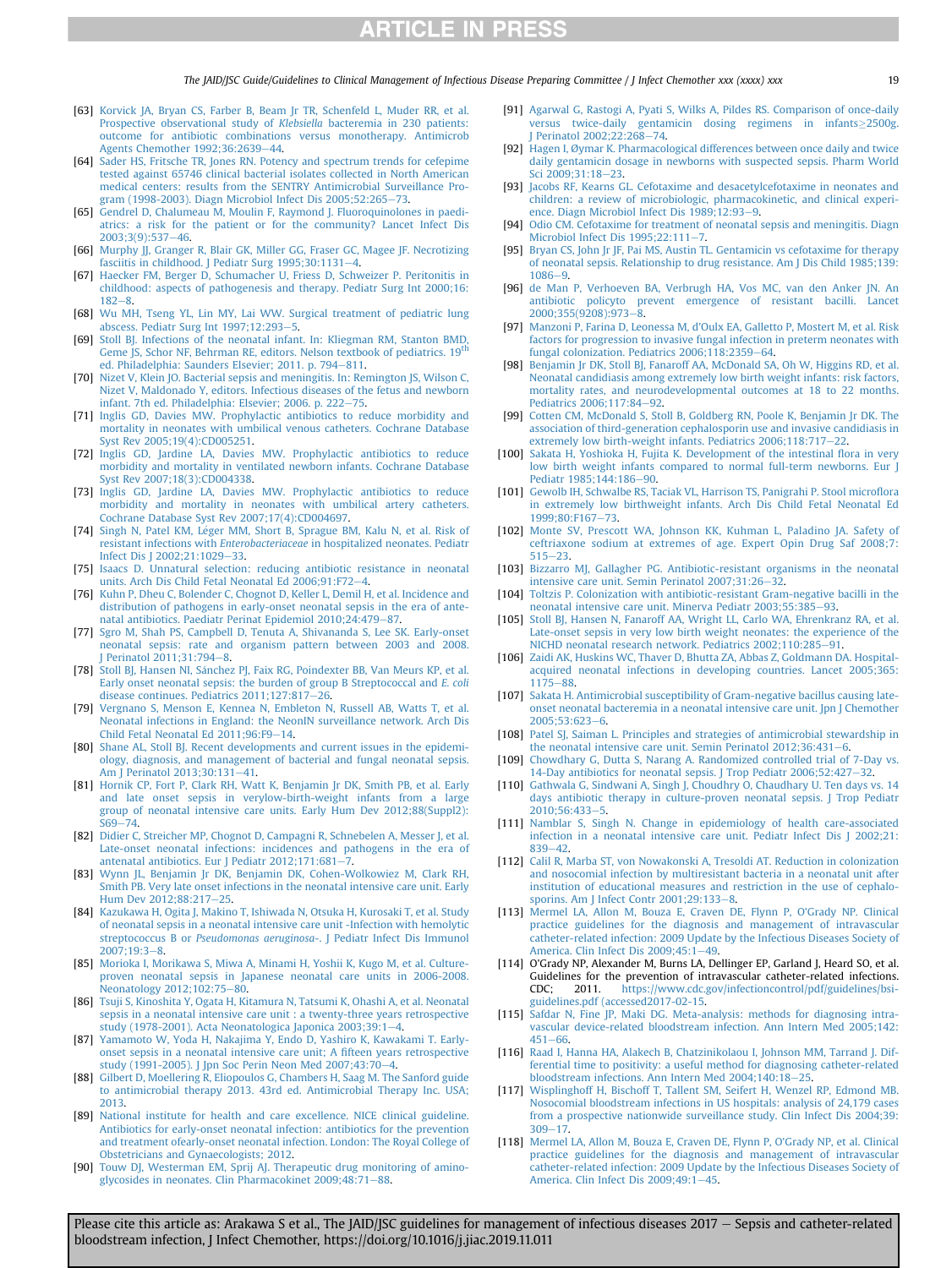[63] Korvick JA, Bryan CS, Farber B, Beam Jr TR, Schenfeld L, Muder RR, et al. Prospective observational study of *Klebsiella* bacteremia in 230 patients: outcome for antibiotic combinations versus monotherapy. Antimicrob Agents Chemother 1992;36:2639–44.

[64] Sader HS, Fritsche TR, Jones RN. Potency and spectrum trends for cefepime tested against 65746 clinical bacterial isolates collected in North American medical centers: results from the SENTRY Antimicrobial Surveillance Program (1998-2003). Diagn Microbiol Infect Dis 2005;52:265–73.

[65] Gendrel D, Chalumeau M, Moulin F, Raymond J. Fluoroquinolones in paediatrics: a risk for the patient or for the community? Lancet Infect Dis 2003;3(9):537–46.

[66] Murphy JJ, Granger R, Blair GK, Miller GG, Fraser GC, Magee JF. Necrotizing fasciitis in childhood. J Pediatr Surg 1995;30:1131–4.

[67] Haecker FM, Berger D, Schumacher U, Friess D, Schweizer P. Peritonitis in childhood: aspects of pathogenesis and therapy. Pediatr Surg Int 2000;16: 182–8.

[68] Wu MH, Tseng YL, Lin MY, Lai WW. Surgical treatment of pediatric lung abscess. Pediatr Surg Int 1997;12:293–5.

[69] Stoll BJ. Infections of the neonatal infant. In: Kliegman RM, Stanton BMD, Geme JS, Schor NF, Behrman RE, editors. Nelson textbook of pediatrics. 19th ed. Philadelphia: Saunders Elsevier; 2011. p. 794–811.

[70] Nizet V, Klein JO. Bacterial sepsis and meningitis. In: Remington JS, Wilson C, Nizet V, Maldonado Y, editors. Infectious diseases of the fetus and newborn infant. 7th ed. Philadelphia: Elsevier; 2006. p. 222–75.

[71] Inglis GD, Davies MW. Prophylactic antibiotics to reduce morbidity and mortality in neonates with umbilical venous catheters. Cochrane Database Syst Rev 2005;19(4):CD005251.

[72] Inglis GD, Jardine LA, Davies MW. Prophylactic antibiotics to reduce morbidity and mortality in ventilated newborn infants. Cochrane Database Syst Rev 2007;18(3):CD004338.

[73] Inglis GD, Jardine LA, Davies MW. Prophylactic antibiotics to reduce morbidity and mortality in neonates with umbilical artery catheters. Cochrane Database Syst Rev 2007;17(4):CD004697.

[74] Singh N, Patel KM, Léger MM, Short B, Sprague BM, Kalu N, et al. Risk of resistant infections with *Enterobacteriaceae* in hospitalized neonates. Pediatr Infect Dis J 2002;21:1029–33.

[75] Isaacs D. Unnatural selection: reducing antibiotic resistance in neonatal units. Arch Dis Child Fetal Neonatal Ed 2006;91:F72–4.

[76] Kuhn P, Dheu C, Bolender C, Chognot D, Keller L, Demil H, et al. Incidence and distribution of pathogens in early-onset neonatal sepsis in the era of antenatal antibiotics. Paediatr Perinat Epidemiol 2010;24:479–87.

[77] Sgro M, Shah PS, Campbell D, Tenuta A, Shivananda S, Lee SK. Early-onset neonatal sepsis: rate and organism pattern between 2003 and 2008. J Perinatol 2011;31:794–8.

[78] Stoll BJ, Hansen NI, Sánchez PJ, Faix RG, Poindexter BB, Van Meurs KP, et al. Early onset neonatal sepsis: the burden of group B Streptococcal and *E. coli* disease continues. Pediatrics 2011;127:817–26.

[79] Vergnano S, Menson E, Kennea N, Embleton N, Russell AB, Watts T, et al. Neonatal infections in England: the NeonIN surveillance network. Arch Dis Child Fetal Neonatal Ed 2011;96:F9–14.

[80] Shane AL, Stoll BJ. Recent developments and current issues in the epidemiology, diagnosis, and management of bacterial and fungal neonatal sepsis. Am J Perinatol 2013;30:131–41.

[81] Hornik CP, Fort P, Clark RH, Watt K, Benjamin Jr DK, Smith PB, et al. Early and late onset sepsis in verylow-birth-weight infants from a large group of neonatal intensive care units. Early Hum Dev 2012;88(Suppl2): S69–74.

[82] Didier C, Streicher MP, Chognot D, Campagni R, Schnebelen A, Messer J, et al. Late-onset neonatal infections: incidences and pathogens in the era of antenatal antibiotics. Eur J Pediatr 2012;171:681–7.

[83] Wynn JL, Benjamin Jr DK, Benjamin DK, Cohen-Wolkowiez M, Clark RH, Smith PB. Very late onset infections in the neonatal intensive care unit. Early Hum Dev 2012;88:217–25.

[84] Kazukawa H, Ogita J, Makino T, Ishiwada N, Otsuka H, Kurosaki T, et al. Study of neonatal sepsis in a neonatal intensive care unit -Infection with hemolytic streptococcus B or *Pseudomonas aeruginosa*-. J Pediatr Infect Dis Immunol 2007;19:3–8.

[85] Morioka I, Morikawa S, Miwa A, Minami H, Yoshii K, Kugo M, et al. Culture-proven neonatal sepsis in Japanese neonatal care units in 2006-2008. Neonatology 2012;102:75–80.

[86] Tsuji S, Kinoshita Y, Ogata H, Kitamura N, Tatsumi K, Ohashi A, et al. Neonatal sepsis in a neonatal intensive care unit : a twenty-three years retrospective study (1978-2001). Acta Neonatologica Japonica 2003;39:1–4.

[87] Yamamoto W, Yoda H, Nakajima Y, Endo D, Yashiro K, Kawakami T. Early-onset sepsis in a neonatal intensive care unit; A fifteen years retrospective study (1991-2005). J Jpn Soc Perin Neon Med 2007;43:70–4.

[88] Gilbert D, Moellering R, Eliopoulos G, Chambers H, Saag M. The Sanford guide to antimicrobial therapy 2013. 43rd ed. Antimicrobial Therapy Inc. USA; 2013.

[89] National institute for health and care excellence. NICE clinical guideline. Antibiotics for early-onset neonatal infection: antibiotics for the prevention and treatment ofearly-onset neonatal infection. London: The Royal College of Obstetricians and Gynaecologists; 2012.

[90] Touw DJ, Westerman EM, Sprij AJ. Therapeutic drug monitoring of aminoglycosides in neonates. Clin Pharmacokinet 2009;48:71–88.

[91] Agarwal G, Rastogi A, Pyati S, Wilks A, Pildes RS. Comparison of once-daily versus twice-daily gentamicin dosing regimens in infants≥2500g. J Perinatol 2002;22:268–74.

[92] Hagen I, Øymar K. Pharmacological differences between once daily and twice daily gentamicin dosage in newborns with suspected sepsis. Pharm World Sci 2009;31:18–23.

[93] Jacobs RF, Kearns GL. Cefotaxime and desacetylcefotaxime in neonates and children: a review of microbiologic, pharmacokinetic, and clinical experience. Diagn Microbiol Infect Dis 1989;12:93–9.

[94] Odio CM. Cefotaxime for treatment of neonatal sepsis and meningitis. Diagn Microbiol Infect Dis 1995;22:111–7.

[95] Bryan CS, John Jr JF, Pai MS, Austin TL. Gentamicin vs cefotaxime for therapy of neonatal sepsis. Relationship to drug resistance. Am J Dis Child 1985;139: 1086–9.

[96] de Man P, Verhoeven BA, Verbrugh HA, Vos MC, van den Anker JN. An antibiotic policyto prevent emergence of resistant bacilli. Lancet 2000;355(9208):973–8.

[97] Manzoni P, Farina D, Leonessa M, d'Oulx EA, Galletto P, Mostert M, et al. Risk factors for progression to invasive fungal infection in preterm neonates with fungal colonization. Pediatrics 2006;118:2359–64.

[98] Benjamin Jr DK, Stoll BJ, Fanaroff AA, McDonald SA, Oh W, Higgins RD, et al. Neonatal candidiasis among extremely low birth weight infants: risk factors, mortality rates, and neurodevelopmental outcomes at 18 to 22 months. Pediatrics 2006;117:84–92.

[99] Cotten CM, McDonald S, Stoll B, Goldberg RN, Poole K, Benjamin Jr DK. The association of third-generation cephalosporin use and invasive candidiasis in extremely low birth-weight infants. Pediatrics 2006;118:717–22.

[100] Sakata H, Yoshioka H, Fujita K. Development of the intestinal flora in very low birth weight infants compared to normal full-term newborns. Eur J Pediatr 1985;144:186–90.

[101] Gewolb IH, Schwalbe RS, Taciak VL, Harrison TS, Panigrahi P. Stool microflora in extremely low birthweight infants. Arch Dis Child Fetal Neonatal Ed 1999;80:F167–73.

[102] Monte SV, Prescott WA, Johnson KK, Kuhman L, Paladino JA. Safety of ceftriaxone sodium at extremes of age. Expert Opin Drug Saf 2008;7: 515–23.

[103] Bizzarro MJ, Gallagher PG. Antibiotic-resistant organisms in the neonatal intensive care unit. Semin Perinatol 2007;31:26–32.

[104] Toltzis P. Colonization with antibiotic-resistant Gram-negative bacilli in the neonatal intensive care unit. Minerva Pediatr 2003;55:385–93.

[105] Stoll BJ, Hansen N, Fanaroff AA, Wright LL, Carlo WA, Ehrenkranz RA, et al. Late-onset sepsis in very low birth weight neonates: the experience of the NICHD neonatal research network. Pediatrics 2002;110:285–91.

[106] Zaidi AK, Huskins WC, Thaver D, Bhutta ZA, Abbas Z, Goldmann DA. Hospital-acquired neonatal infections in developing countries. Lancet 2005;365: 1175–88.

[107] Sakata H. Antimicrobial susceptibility of Gram-negative bacillus causing late-onset neonatal bacteremia in a neonatal intensive care unit. Jpn J Chemother 2005;53:623–6.

[108] Patel SJ, Saiman L. Principles and strategies of antimicrobial stewardship in the neonatal intensive care unit. Semin Perinatol 2012;36:431–6.

[109] Chowdhary G, Dutta S, Narang A. Randomized controlled trial of 7-Day vs. 14-Day antibiotics for neonatal sepsis. J Trop Pediatr 2006;52:427–32.

[110] Gathwala G, Sindwani A, Singh J, Choudhry O, Chaudhary U. Ten days vs. 14 days antibiotic therapy in culture-proven neonatal sepsis. J Trop Pediatr 2010;56:433–5.

[111] Namblar S, Singh N. Change in epidemiology of health care-associated infection in a neonatal intensive care unit. Pediatr Infect Dis J 2002;21: 839–42.

[112] Calil R, Marba ST, von Nowakonski A, Tresoldi AT. Reduction in colonization and nosocomial infection by multiresistant bacteria in a neonatal unit after institution of educational measures and restriction in the use of cephalosporins. Am J Infect Contr 2001;29:133–8.

[113] Mermel LA, Allon M, Bouza E, Craven DE, Flynn P, O'Grady NP. Clinical practice guidelines for the diagnosis and management of intravascular catheter-related infection: 2009 Update by the Infectious Diseases Society of America. Clin Infect Dis 2009;45:1–49.

[114] O'Grady NP, Alexander M, Burns LA, Dellinger EP, Garland J, Heard SO, et al. Guidelines for the prevention of intravascular catheter-related infections. CDC; 2011. https://www.cdc.gov/infectioncontrol/pdf/guidelines/bsi-guidelines.pdf (accessed2017-02-15.

[115] Safdar N, Fine JP, Maki DG. Meta-analysis: methods for diagnosing intravascular device-related bloodstream infection. Ann Intern Med 2005;142: 451–66.

[116] Raad I, Hanna HA, Alakech B, Chatzinikolaou I, Johnson MM, Tarrand J. Differential time to positivity: a useful method for diagnosing catheter-related bloodstream infections. Ann Intern Med 2004;140:18–25.

[117] Wisplinghoff H, Bischoff T, Tallent SM, Seifert H, Wenzel RP, Edmond MB. Nosocomial bloodstream infections in US hospitals: analysis of 24,179 cases from a prospective nationwide surveillance study. Clin Infect Dis 2004;39: 309–17.

[118] Mermel LA, Allon M, Bouza E, Craven DE, Flynn P, O'Grady NP, et al. Clinical practice guidelines for the diagnosis and management of intravascular catheter-related infection: 2009 Update by the Infectious Diseases Society of America. Clin Infect Dis 2009;49:1–45.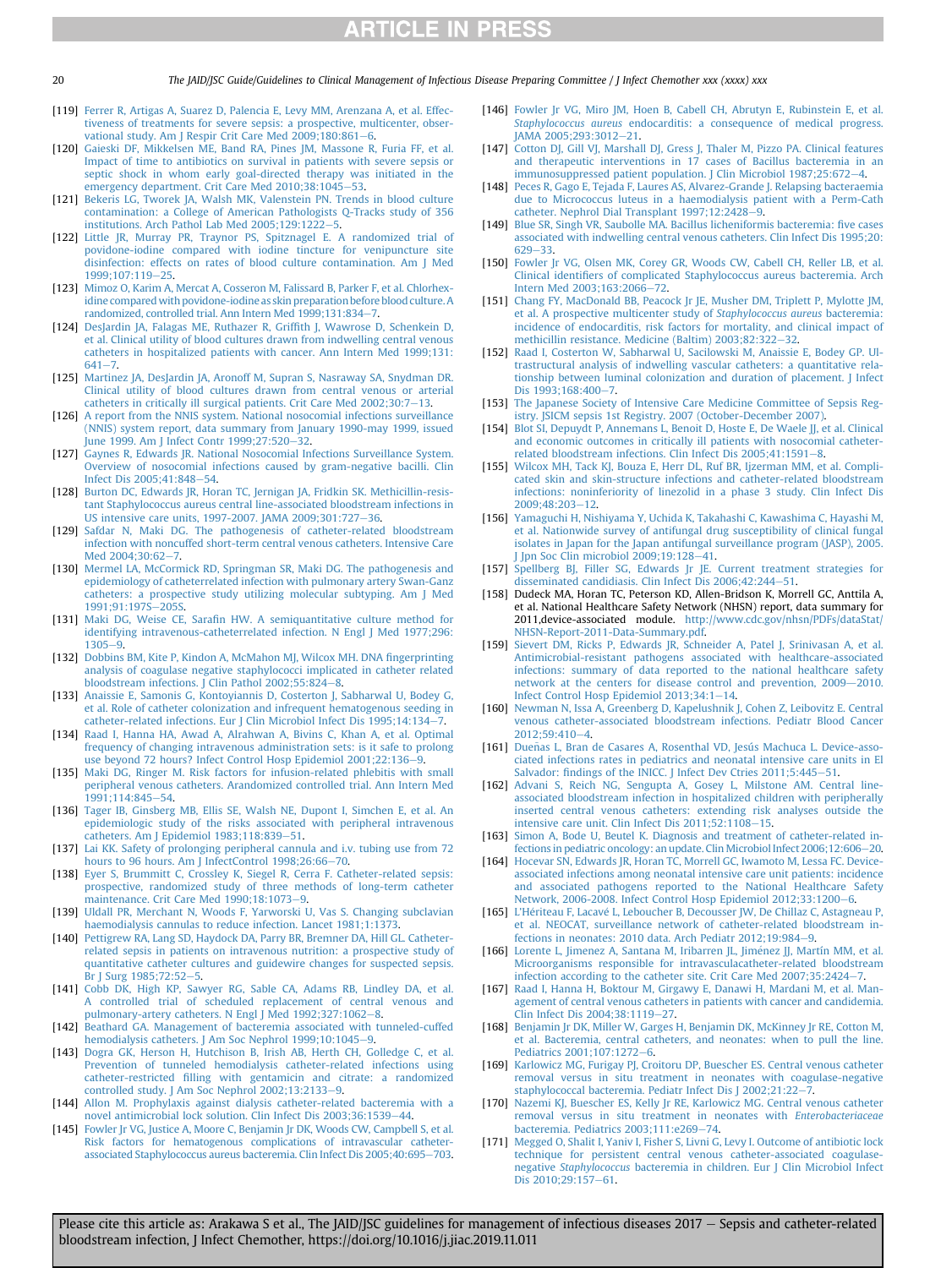[119] Ferrer R, Artigas A, Suarez D, Palencia E, Levy MM, Arenzana A, et al. Effectiveness of treatments for severe sepsis: a prospective, multicenter, observational study. Am J Respir Crit Care Med 2009;180:861–6.

[120] Gaieski DF, Mikkelsen ME, Band RA, Pines JM, Massone R, Furia FF, et al. Impact of time to antibiotics on survival in patients with severe sepsis or septic shock in whom early goal-directed therapy was initiated in the emergency department. Crit Care Med 2010;38:1045–53.

[121] Bekeris LG, Tworek JA, Walsh MK, Valenstein PN. Trends in blood culture contamination: a College of American Pathologists Q-Tracks study of 356 institutions. Arch Pathol Lab Med 2005;129:1222–5.

[122] Little JR, Murray PR, Traynor PS, Spitznagel E. A randomized trial of povidone-iodine compared with iodine tincture for venipuncture site disinfection: effects on rates of blood culture contamination. Am J Med 1999;107:119–25.

[123] Mimoz O, Karim A, Mercat A, Cosseron M, Falissard B, Parker F, et al. Chlorhexidine compared with povidone-iodine as skin preparation before blood culture. A randomized, controlled trial. Ann Intern Med 1999;131:834–7.

[124] DesJardin JA, Falagas ME, Ruthazer R, Griffith J, Wawrose D, Schenkein D, et al. Clinical utility of blood cultures drawn from indwelling central venous catheters in hospitalized patients with cancer. Ann Intern Med 1999;131:641–7.

[125] Martinez JA, DesJardin JA, Aronoff M, Supran S, Nasraway SA, Snydman DR. Clinical utility of blood cultures drawn from central venous or arterial catheters in critically ill surgical patients. Crit Care Med 2002;30:7–13.

[126] A report from the NNIS system. National nosocomial infections surveillance (NNIS) system report, data summary from January 1990-may 1999, issued June 1999. Am J Infect Contr 1999;27:520–32.

[127] Gaynes R, Edwards JR. National Nosocomial Infections Surveillance System. Overview of nosocomial infections caused by gram-negative bacilli. Clin Infect Dis 2005;41:848–54.

[128] Burton DC, Edwards JR, Horan TC, Jernigan JA, Fridkin SK. Methicillin-resistant Staphylococcus aureus central line-associated bloodstream infections in US intensive care units, 1997-2007. JAMA 2009;301:727–36.

[129] Safdar N, Maki DG. The pathogenesis of catheter-related bloodstream infection with noncuffed short-term central venous catheters. Intensive Care Med 2004;30:62–7.

[130] Mermel LA, McCormick RD, Springman SR, Maki DG. The pathogenesis and epidemiology of catheterrelated infection with pulmonary artery Swan-Ganz catheters: a prospective study utilizing molecular subtyping. Am J Med 1991;91:197S–205S.

[131] Maki DG, Weise CE, Sarafin HW. A semiquantitative culture method for identifying intravenous-catheterrelated infection. N Engl J Med 1977;296:1305–9.

[132] Dobbins BM, Kite P, Kindon A, McMahon MJ, Wilcox MH. DNA fingerprinting analysis of coagulase negative staphylococci implicated in catheter related bloodstream infections. J Clin Pathol 2002;55:824–8.

[133] Anaissie E, Samonis G, Kontoyiannis D, Costerton J, Sabharwal U, Bodey G, et al. Role of catheter colonization and infrequent hematogenous seeding in catheter-related infections. Eur J Clin Microbiol Infect Dis 1995;14:134–7.

[134] Raad I, Hanna HA, Awad A, Alrahwan A, Bivins C, Khan A, et al. Optimal frequency of changing intravenous administration sets: is it safe to prolong use beyond 72 hours? Infect Control Hosp Epidemiol 2001;22:136–9.

[135] Maki DG, Ringer M. Risk factors for infusion-related phlebitis with small peripheral venous catheters. Arandomized controlled trial. Ann Intern Med 1991;114:845–54.

[136] Tager IB, Ginsberg MB, Ellis SE, Walsh NE, Dupont I, Simchen E, et al. An epidemiologic study of the risks associated with peripheral intravenous catheters. Am J Epidemiol 1983;118:839–51.

[137] Lai KK. Safety of prolonging peripheral cannula and i.v. tubing use from 72 hours to 96 hours. Am J InfectControl 1998;26:66–70.

[138] Eyer S, Brummitt C, Crossley K, Siegel R, Cerra F. Catheter-related sepsis: prospective, randomized study of three methods of long-term catheter maintenance. Crit Care Med 1990;18:1073–9.

[139] Uldall PR, Merchant N, Woods F, Yarworski U, Vas S. Changing subclavian haemodialysis cannulas to reduce infection. Lancet 1981;1:1373.

[140] Pettigrew RA, Lang SD, Haydock DA, Parry BR, Bremner DA, Hill GL. Catheter-related sepsis in patients on intravenous nutrition: a prospective study of quantitative catheter cultures and guidewire changes for suspected sepsis. Br J Surg 1985;72:52–5.

[141] Cobb DK, High KP, Sawyer RG, Sable CA, Adams RB, Lindley DA, et al. A controlled trial of scheduled replacement of central venous and pulmonary-artery catheters. N Engl J Med 1992;327:1062–8.

[142] Beathard GA. Management of bacteremia associated with tunneled-cuffed hemodialysis catheters. J Am Soc Nephrol 1999;10:1045–9.

[143] Dogra GK, Herson H, Hutchison B, Irish AB, Herth CH, Golledge C, et al. Prevention of tunneled hemodialysis catheter-related infections using catheter-restricted filling with gentamicin and citrate: a randomized controlled study. J Am Soc Nephrol 2002;13:2133–9.

[144] Allon M. Prophylaxis against dialysis catheter-related bacteremia with a novel antimicrobial lock solution. Clin Infect Dis 2003;36:1539–44.

[145] Fowler Jr VG, Justice A, Moore C, Benjamin Jr DK, Woods CW, Campbell S, et al. Risk factors for hematogenous complications of intravascular catheter-associated Staphylococcus aureus bacteremia. Clin Infect Dis 2005;40:695–703.

[146] Fowler Jr VG, Miro JM, Hoen B, Cabell CH, Abrutyn E, Rubinstein E, et al. *Staphylococcus aureus* endocarditis: a consequence of medical progress. JAMA 2005;293:3012–21.

[147] Cotton DJ, Gill VJ, Marshall DJ, Gress J, Thaler M, Pizzo PA. Clinical features and therapeutic interventions in 17 cases of Bacillus bacteremia in an immunosuppressed patient population. J Clin Microbiol 1987;25:672–4.

[148] Peces R, Gago E, Tejada F, Laures AS, Alvarez-Grande J. Relapsing bacteraemia due to Micrococcus luteus in a haemodialysis patient with a Perm-Cath catheter. Nephrol Dial Transplant 1997;12:2428–9.

[149] Blue SR, Singh VR, Saubolle MA. Bacillus licheniformis bacteremia: five cases associated with indwelling central venous catheters. Clin Infect Dis 1995;20:629–33.

[150] Fowler Jr VG, Olsen MK, Corey GR, Woods CW, Cabell CH, Reller LB, et al. Clinical identifiers of complicated Staphylococcus aureus bacteremia. Arch Intern Med 2003;163:2066–72.

[151] Chang FY, MacDonald BB, Peacock Jr JE, Musher DM, Triplett P, Mylotte JM, et al. A prospective multicenter study of *Staphylococcus aureus* bacteremia: incidence of endocarditis, risk factors for mortality, and clinical impact of methicillin resistance. Medicine (Baltim) 2003;82:322–32.

[152] Raad I, Costerton W, Sabharwal U, Sacilowski M, Anaissie E, Bodey GP. Ultrastructural analysis of indwelling vascular catheters: a quantitative relationship between luminal colonization and duration of placement. J Infect Dis 1993;168:400–7.

[153] The Japanese Society of Intensive Care Medicine Committee of Sepsis Registry. JSICM sepsis 1st Registry. 2007 (October-December 2007).

[154] Blot SI, Depuydt P, Annemans L, Benoit D, Hoste E, De Waele JJ, et al. Clinical and economic outcomes in critically ill patients with nosocomial catheter-related bloodstream infections. Clin Infect Dis 2005;41:1591–8.

[155] Wilcox MH, Tack KJ, Bouza E, Herr DL, Ruf BR, Ijzerman MM, et al. Complicated skin and skin-structure infections and catheter-related bloodstream infections: noninferiority of linezolid in a phase 3 study. Clin Infect Dis 2009;48:203–12.

[156] Yamaguchi H, Nishiyama Y, Uchida K, Takahashi C, Kawashima C, Hayashi M, et al. Nationwide survey of antifungal drug susceptibility of clinical fungal isolates in Japan for the Japan antifungal surveillance program (JASP), 2005. J Jpn Soc Clin microbiol 2009;19:128–41.

[157] Spellberg BJ, Filler SG, Edwards Jr JE. Current treatment strategies for disseminated candidiasis. Clin Infect Dis 2006;42:244–51.

[158] Dudeck MA, Horan TC, Peterson KD, Allen-Bridson K, Morrell GC, Anttila A, et al. National Healthcare Safety Network (NHSN) report, data summary for 2011,device-associated module. http://www.cdc.gov/nhsn/PDFs/dataStat/NHSN-Report-2011-Data-Summary.pdf.

[159] Sievert DM, Ricks P, Edwards JR, Schneider A, Patel J, Srinivasan A, et al. Antimicrobial-resistant pathogens associated with healthcare-associated infections: summary of data reported to the national healthcare safety network at the centers for disease control and prevention, 2009–2010. Infect Control Hosp Epidemiol 2013;34:1–14.

[160] Newman N, Issa A, Greenberg D, Kapelushnik J, Cohen Z, Leibovitz E. Central venous catheter-associated bloodstream infections. Pediatr Blood Cancer 2012;59:410–4.

[161] Dueñas L, Bran de Casares A, Rosenthal VD, Jesús Machuca L. Device-associated infections rates in pediatrics and neonatal intensive care units in El Salvador: findings of the INICC. J Infect Dev Ctries 2011;5:445–51.

[162] Advani S, Reich NG, Sengupta A, Gosey L, Milstone AM. Central line-associated bloodstream infection in hospitalized children with peripherally inserted central venous catheters: extending risk analyses outside the intensive care unit. Clin Infect Dis 2011;52:1108–15.

[163] Simon A, Bode U, Beutel K. Diagnosis and treatment of catheter-related infections in pediatric oncology: an update. Clin Microbiol Infect 2006;12:606–20.

[164] Hocevar SN, Edwards JR, Horan TC, Morrell GC, Iwamoto M, Lessa FC. Device-associated infections among neonatal intensive care unit patients: incidence and associated pathogens reported to the National Healthcare Safety Network, 2006-2008. Infect Control Hosp Epidemiol 2012;33:1200–6.

[165] L'Hériteau F, Lacavé L, Leboucher B, Decousser JW, De Chillaz C, Astagneau P, et al. NEOCAT, surveillance network of catheter-related bloodstream infections in neonates: 2010 data. Arch Pediatr 2012;19:984–9.

[166] Lorente L, Jimenez A, Santana M, Iribarren JL, Jiménez JJ, Martín MM, et al. Microorganisms responsible for intravasculacatheter-related bloodstream infection according to the catheter site. Crit Care Med 2007;35:2424–7.

[167] Raad I, Hanna H, Boktour M, Girgawy E, Danawi H, Mardani M, et al. Management of central venous catheters in patients with cancer and candidemia. Clin Infect Dis 2004;38:1119–27.

[168] Benjamin Jr DK, Miller W, Garges H, Benjamin DK, McKinney Jr RE, Cotton M, et al. Bacteremia, central catheters, and neonates: when to pull the line. Pediatrics 2001;107:1272–6.

[169] Karlowicz MG, Furigay PJ, Croitoru DP, Buescher ES. Central venous catheter removal versus in situ treatment in neonates with coagulase-negative staphylococcal bacteremia. Pediatr Infect Dis J 2002;21:22–7.

[170] Nazemi KJ, Buescher ES, Kelly Jr RE, Karlowicz MG. Central venous catheter removal versus in situ treatment in neonates with *Enterobacteriaceae* bacteremia. Pediatrics 2003;111:e269–74.

[171] Megged O, Shalit I, Yaniv I, Fisher S, Livni G, Levy I. Outcome of antibiotic lock technique for persistent central venous catheter-associated coagulase-negative *Staphylococcus* bacteremia in children. Eur J Clin Microbiol Infect Dis 2010;29:157–61.

Please cite this article as: Arakawa S et al., The JAID/JSC guidelines for management of infectious diseases 2017 – Sepsis and catheter-related bloodstream infection, J Infect Chemother, https://doi.org/10.1016/j.jiac.2019.11.011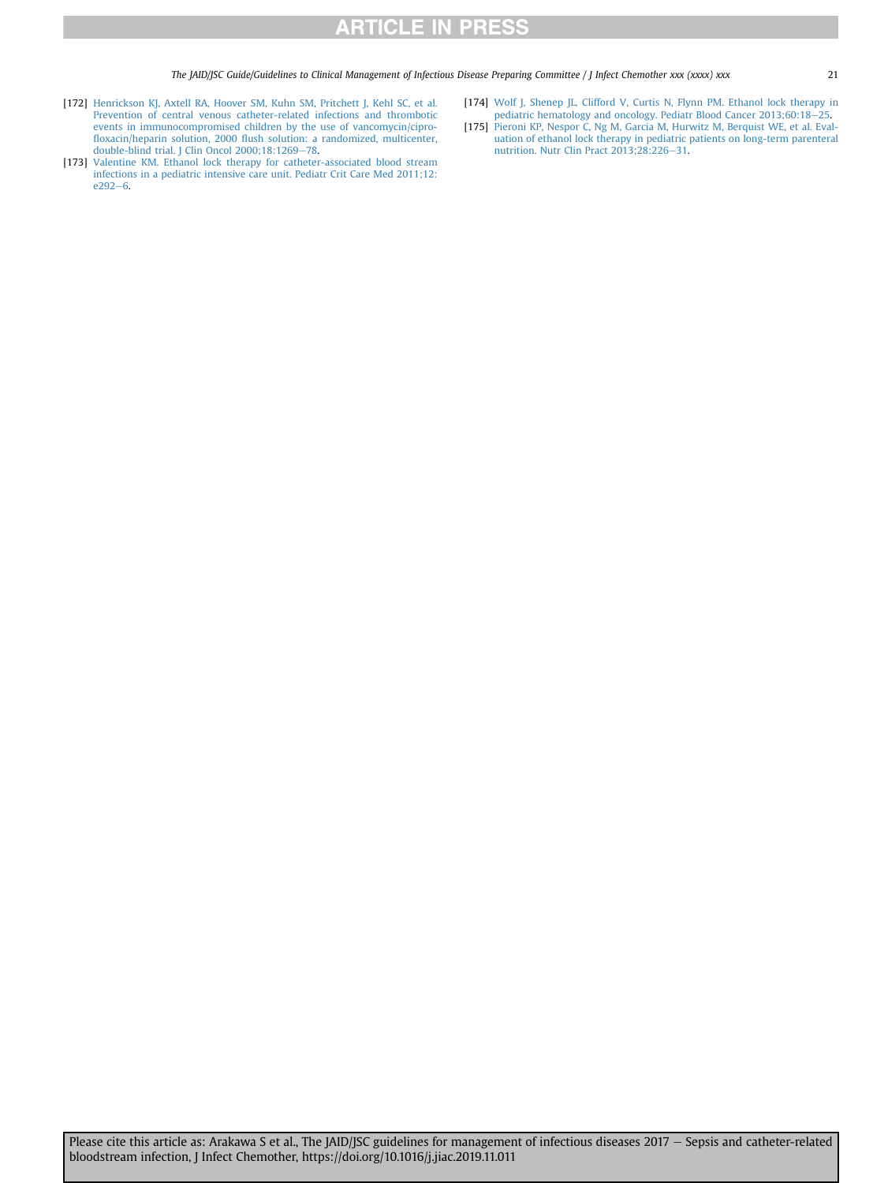[172] Henrickson KJ, Axtell RA, Hoover SM, Kuhn SM, Pritchett J, Kehl SC, et al. Prevention of central venous catheter-related infections and thrombotic events in immunocompromised children by the use of vancomycin/ciprofloxacin/heparin solution, 2000 flush solution: a randomized, multicenter, double-blind trial. J Clin Oncol 2000;18:1269–78.

[173] Valentine KM. Ethanol lock therapy for catheter-associated blood stream infections in a pediatric intensive care unit. Pediatr Crit Care Med 2011;12: e292–6.

[174] Wolf J, Shenep JL, Clifford V, Curtis N, Flynn PM. Ethanol lock therapy in pediatric hematology and oncology. Pediatr Blood Cancer 2013;60:18–25.

[175] Pieroni KP, Nespor C, Ng M, Garcia M, Hurwitz M, Berquist WE, et al. Evaluation of ethanol lock therapy in pediatric patients on long-term parenteral nutrition. Nutr Clin Pract 2013;28:226–31.

Please cite this article as: Arakawa S et al., The JAID/JSC guidelines for management of infectious diseases 2017 – Sepsis and catheter-related bloodstream infection, J Infect Chemother, https://doi.org/10.1016/j.jiac.2019.11.011